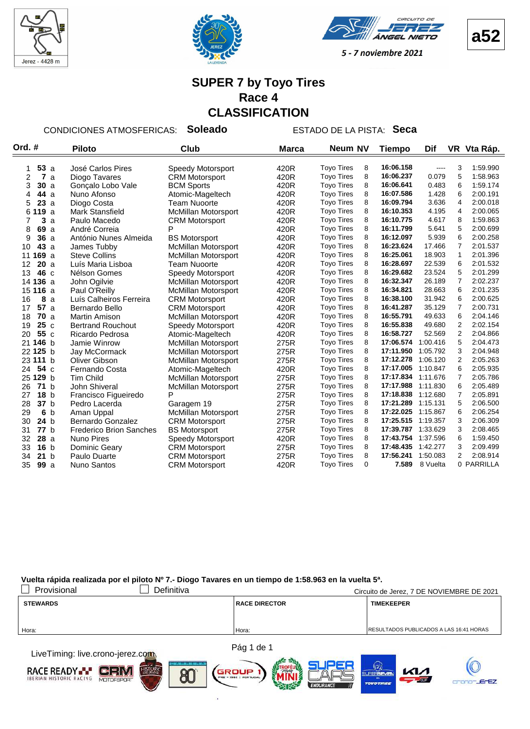Jerez - 4428 m

**a52**

5 - 7 noviembre 2021

# SUPER 7 by Toyo Tires
## Race 4
## CLASSIFICATION

CONDICIONES ATMOSFERICAS: **Soleado** ESTADO DE LA PISTA: **Seca**

| Ord. | # | | Piloto | Club | Marca | Neum | NV | Tiempo | Dif | VR | Vta Ráp. |
|---|---|---|---|---|---|---|---|---|---|---|---|
| 1 | 53 | a | José Carlos Pires | Speedy Motorsport | 420R | Toyo Tires | 8 | 16:06.158 | ---- | 3 | 1:59.990 |
| 2 | 7 | a | Diogo Tavares | CRM Motorsport | 420R | Toyo Tires | 8 | 16:06.237 | 0.079 | 5 | 1:58.963 |
| 3 | 30 | a | Gonçalo Lobo Vale | BCM Sports | 420R | Toyo Tires | 8 | 16:06.641 | 0.483 | 6 | 1:59.174 |
| 4 | 44 | a | Nuno Afonso | Atomic-Mageltech | 420R | Toyo Tires | 8 | 16:07.586 | 1.428 | 6 | 2:00.191 |
| 5 | 23 | a | Diogo Costa | Team Nuoorte | 420R | Toyo Tires | 8 | 16:09.794 | 3.636 | 4 | 2:00.018 |
| 6 | 119 | a | Mark Stansfield | McMillan Motorsport | 420R | Toyo Tires | 8 | 16:10.353 | 4.195 | 4 | 2:00.065 |
| 7 | 3 | a | Paulo Macedo | CRM Motorsport | 420R | Toyo Tires | 8 | 16:10.775 | 4.617 | 8 | 1:59.863 |
| 8 | 69 | a | André Correia | P | 420R | Toyo Tires | 8 | 16:11.799 | 5.641 | 5 | 2:00.699 |
| 9 | 36 | a | António Nunes Almeida | BS Motorsport | 420R | Toyo Tires | 8 | 16:12.097 | 5.939 | 6 | 2:00.258 |
| 10 | 43 | a | James Tubby | McMillan Motorsport | 420R | Toyo Tires | 8 | 16:23.624 | 17.466 | 7 | 2:01.537 |
| 11 | 169 | a | Steve Collins | McMillan Motorsport | 420R | Toyo Tires | 8 | 16:25.061 | 18.903 | 1 | 2:01.396 |
| 12 | 20 | a | Luís Maria Lisboa | Team Nuoorte | 420R | Toyo Tires | 8 | 16:28.697 | 22.539 | 6 | 2:01.532 |
| 13 | 46 | c | Nélson Gomes | Speedy Motorsport | 420R | Toyo Tires | 8 | 16:29.682 | 23.524 | 5 | 2:01.299 |
| 14 | 136 | a | John Ogilvie | McMillan Motorsport | 420R | Toyo Tires | 8 | 16:32.347 | 26.189 | 7 | 2:02.237 |
| 15 | 116 | a | Paul O'Reilly | McMillan Motorsport | 420R | Toyo Tires | 8 | 16:34.821 | 28.663 | 6 | 2:01.235 |
| 16 | 8 | a | Luís Calheiros Ferreira | CRM Motorsport | 420R | Toyo Tires | 8 | 16:38.100 | 31.942 | 6 | 2:00.625 |
| 17 | 57 | a | Bernardo Bello | CRM Motorsport | 420R | Toyo Tires | 8 | 16:41.287 | 35.129 | 7 | 2:00.731 |
| 18 | 70 | a | Martin Amison | McMillan Motorsport | 420R | Toyo Tires | 8 | 16:55.791 | 49.633 | 6 | 2:04.146 |
| 19 | 25 | c | Bertrand Rouchout | Speedy Motorsport | 420R | Toyo Tires | 8 | 16:55.838 | 49.680 | 2 | 2:02.154 |
| 20 | 55 | c | Ricardo Pedrosa | Atomic-Mageltech | 420R | Toyo Tires | 8 | 16:58.727 | 52.569 | 2 | 2:04.866 |
| 21 | 146 | b | Jamie Winrow | McMillan Motorsport | 275R | Toyo Tires | 8 | 17:06.574 | 1:00.416 | 5 | 2:04.473 |
| 22 | 125 | b | Jay McCormack | McMillan Motorsport | 275R | Toyo Tires | 8 | 17:11.950 | 1:05.792 | 3 | 2:04.948 |
| 23 | 111 | b | Oliver Gibson | McMillan Motorsport | 275R | Toyo Tires | 8 | 17:12.278 | 1:06.120 | 2 | 2:05.263 |
| 24 | 54 | c | Fernando Costa | Atomic-Mageltech | 420R | Toyo Tires | 8 | 17:17.005 | 1:10.847 | 6 | 2:05.935 |
| 25 | 129 | b | Tim Child | McMillan Motorsport | 275R | Toyo Tires | 8 | 17:17.834 | 1:11.676 | 7 | 2:05.786 |
| 26 | 71 | b | John Shivreal | McMillan Motorsport | 275R | Toyo Tires | 8 | 17:17.988 | 1:11.830 | 6 | 2:05.489 |
| 27 | 18 | b | Francisco Figueiredo | P | 275R | Toyo Tires | 8 | 17:18.838 | 1:12.680 | 7 | 2:05.891 |
| 28 | 37 | b | Pedro Lacerda | Garagem 19 | 275R | Toyo Tires | 8 | 17:21.289 | 1:15.131 | 5 | 2:06.500 |
| 29 | 6 | b | Aman Uppal | McMillan Motorsport | 275R | Toyo Tires | 8 | 17:22.025 | 1:15.867 | 6 | 2:06.254 |
| 30 | 24 | b | Bernardo Gonzalez | CRM Motorsport | 275R | Toyo Tires | 8 | 17:25.515 | 1:19.357 | 3 | 2:06.309 |
| 31 | 77 | b | Frederico Brion Sanches | BS Motorsport | 275R | Toyo Tires | 8 | 17:39.787 | 1:33.629 | 3 | 2:08.465 |
| 32 | 28 | a | Nuno Pires | Speedy Motorsport | 420R | Toyo Tires | 8 | 17:43.754 | 1:37.596 | 6 | 1:59.450 |
| 33 | 16 | b | Dominic Geary | CRM Motorsport | 275R | Toyo Tires | 8 | 17:48.435 | 1:42.277 | 3 | 2:09.499 |
| 34 | 21 | b | Paulo Duarte | CRM Motorsport | 275R | Toyo Tires | 8 | 17:56.241 | 1:50.083 | 2 | 2:08.914 |
| 35 | 99 | a | Nuno Santos | CRM Motorsport | 420R | Toyo Tires | 0 | 7.589 | 8 Vuelta | 0 | PARRILLA |

**Vuelta rápida realizada por el piloto Nº 7.- Diogo Tavares en un tiempo de 1:58.963 en la vuelta 5ª.**

☐ Provisional ☐ Definitiva

Circuito de Jerez, 7 DE NOVIEMBRE DE 2021

| STEWARDS | RACE DIRECTOR | TIMEKEEPER |
|---|---|---|
| Hora: | Hora: | RESULTADOS PUBLICADOS A LAS 16:41 HORAS |

LiveTiming: live.crono-jerez.com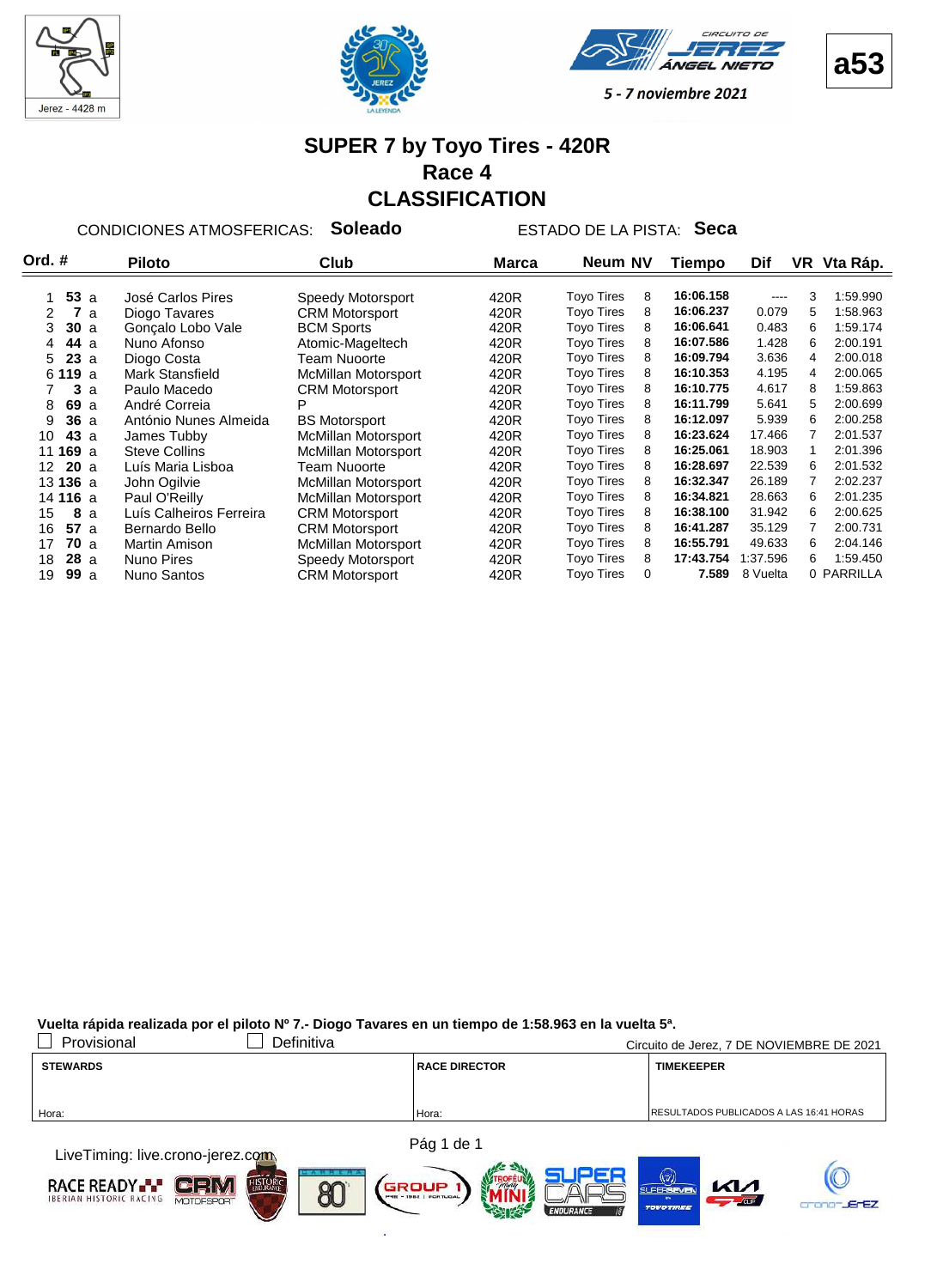Jerez - 4428 m

a53

5 - 7 noviembre 2021

# SUPER 7 by Toyo Tires - 420R
## Race 4
## CLASSIFICATION

CONDICIONES ATMOSFERICAS: **Soleado** ESTADO DE LA PISTA: **Seca**

| Ord. | # | | Piloto | Club | Marca | Neum | NV | Tiempo | Dif | VR | Vta Ráp. |
|---|---|---|---|---|---|---|---|---|---|---|---|
| 1 | **53** | a | José Carlos Pires | Speedy Motorsport | 420R | Toyo Tires | 8 | **16:06.158** | ---- | 3 | 1:59.990 |
| 2 | **7** | a | Diogo Tavares | CRM Motorsport | 420R | Toyo Tires | 8 | **16:06.237** | 0.079 | 5 | 1:58.963 |
| 3 | **30** | a | Gonçalo Lobo Vale | BCM Sports | 420R | Toyo Tires | 8 | **16:06.641** | 0.483 | 6 | 1:59.174 |
| 4 | **44** | a | Nuno Afonso | Atomic-Mageltech | 420R | Toyo Tires | 8 | **16:07.586** | 1.428 | 6 | 2:00.191 |
| 5 | **23** | a | Diogo Costa | Team Nuoorte | 420R | Toyo Tires | 8 | **16:09.794** | 3.636 | 4 | 2:00.018 |
| 6 | **119** | a | Mark Stansfield | McMillan Motorsport | 420R | Toyo Tires | 8 | **16:10.353** | 4.195 | 4 | 2:00.065 |
| 7 | **3** | a | Paulo Macedo | CRM Motorsport | 420R | Toyo Tires | 8 | **16:10.775** | 4.617 | 8 | 1:59.863 |
| 8 | **69** | a | André Correia | P | 420R | Toyo Tires | 8 | **16:11.799** | 5.641 | 5 | 2:00.699 |
| 9 | **36** | a | António Nunes Almeida | BS Motorsport | 420R | Toyo Tires | 8 | **16:12.097** | 5.939 | 6 | 2:00.258 |
| 10 | **43** | a | James Tubby | McMillan Motorsport | 420R | Toyo Tires | 8 | **16:23.624** | 17.466 | 7 | 2:01.537 |
| 11 | **169** | a | Steve Collins | McMillan Motorsport | 420R | Toyo Tires | 8 | **16:25.061** | 18.903 | 1 | 2:01.396 |
| 12 | **20** | a | Luís Maria Lisboa | Team Nuoorte | 420R | Toyo Tires | 8 | **16:28.697** | 22.539 | 6 | 2:01.532 |
| 13 | **136** | a | John Ogilvie | McMillan Motorsport | 420R | Toyo Tires | 8 | **16:32.347** | 26.189 | 7 | 2:02.237 |
| 14 | **116** | a | Paul O'Reilly | McMillan Motorsport | 420R | Toyo Tires | 8 | **16:34.821** | 28.663 | 6 | 2:01.235 |
| 15 | **8** | a | Luís Calheiros Ferreira | CRM Motorsport | 420R | Toyo Tires | 8 | **16:38.100** | 31.942 | 6 | 2:00.625 |
| 16 | **57** | a | Bernardo Bello | CRM Motorsport | 420R | Toyo Tires | 8 | **16:41.287** | 35.129 | 7 | 2:00.731 |
| 17 | **70** | a | Martin Amison | McMillan Motorsport | 420R | Toyo Tires | 8 | **16:55.791** | 49.633 | 6 | 2:04.146 |
| 18 | **28** | a | Nuno Pires | Speedy Motorsport | 420R | Toyo Tires | 8 | **17:43.754** | 1:37.596 | 6 | 1:59.450 |
| 19 | **99** | a | Nuno Santos | CRM Motorsport | 420R | Toyo Tires | 0 | **7.589** | 8 Vuelta | 0 | PARRILLA |

**Vuelta rápida realizada por el piloto Nº 7.- Diogo Tavares en un tiempo de 1:58.963 en la vuelta 5ª.**

☐ Provisional ☐ Definitiva

Circuito de Jerez, 7 DE NOVIEMBRE DE 2021

| STEWARDS | RACE DIRECTOR | TIMEKEEPER |
|---|---|---|
| Hora: | Hora: | RESULTADOS PUBLICADOS A LAS 16:41 HORAS |

LiveTiming: live.crono-jerez.com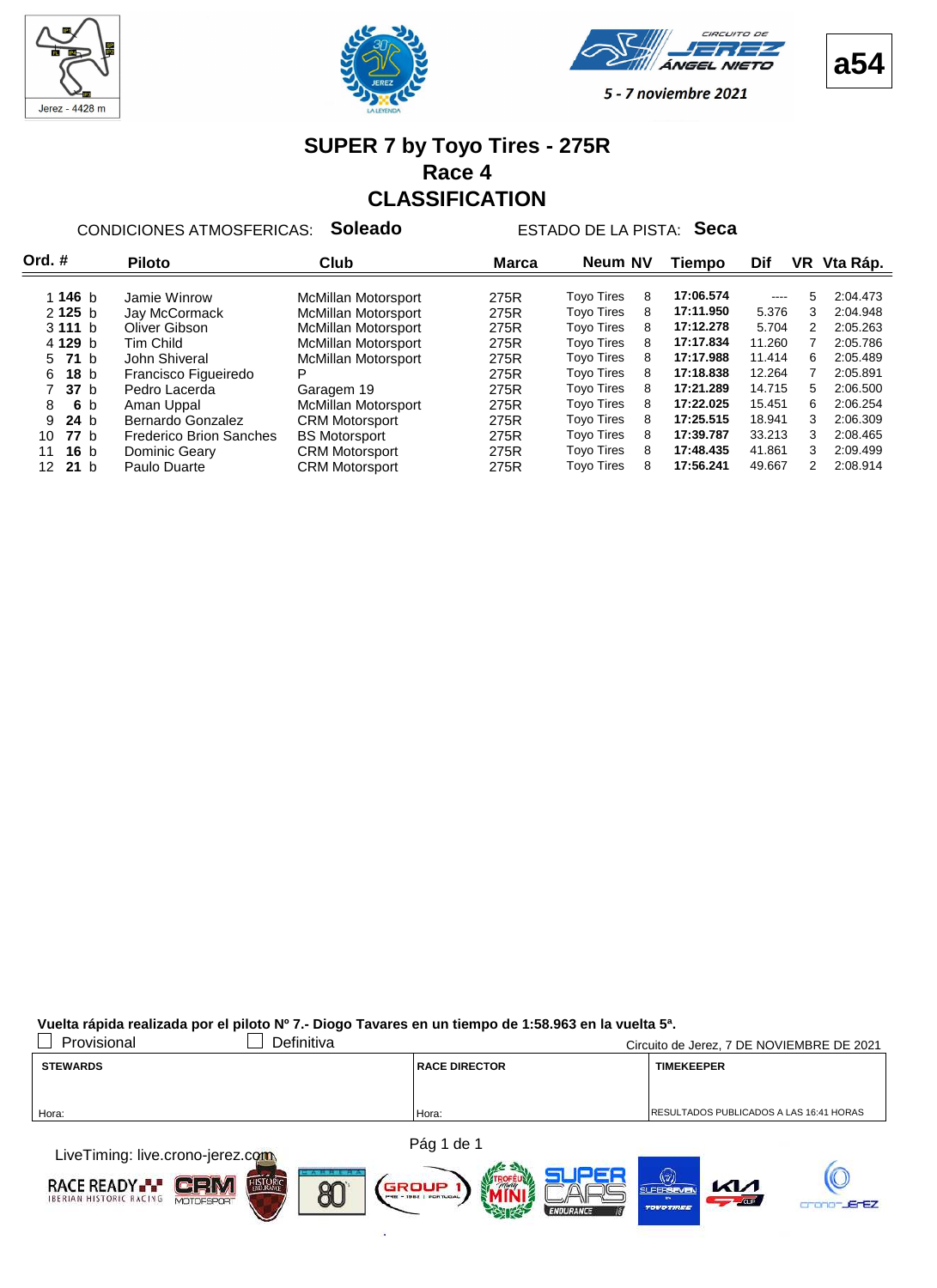Jerez - 4428 m

**a54**

CIRCUITO DE JEREZ ÁNGEL NIETO

5 - 7 noviembre 2021

# SUPER 7 by Toyo Tires - 275R
## Race 4
## CLASSIFICATION

CONDICIONES ATMOSFERICAS: **Soleado** ESTADO DE LA PISTA: **Seca**

| Ord. | # | Piloto | Club | Marca | Neum | NV | Tiempo | Dif | VR | Vta Ráp. |
|---|---|---|---|---|---|---|---|---|---|---|
| 1 | **146** b | Jamie Winrow | McMillan Motorsport | 275R | Toyo Tires | 8 | **17:06.574** | ---- | 5 | 2:04.473 |
| 2 | **125** b | Jay McCormack | McMillan Motorsport | 275R | Toyo Tires | 8 | **17:11.950** | 5.376 | 3 | 2:04.948 |
| 3 | **111** b | Oliver Gibson | McMillan Motorsport | 275R | Toyo Tires | 8 | **17:12.278** | 5.704 | 2 | 2:05.263 |
| 4 | **129** b | Tim Child | McMillan Motorsport | 275R | Toyo Tires | 8 | **17:17.834** | 11.260 | 7 | 2:05.786 |
| 5 | **71** b | John Shiveral | McMillan Motorsport | 275R | Toyo Tires | 8 | **17:17.988** | 11.414 | 6 | 2:05.489 |
| 6 | **18** b | Francisco Figueiredo | P | 275R | Toyo Tires | 8 | **17:18.838** | 12.264 | 7 | 2:05.891 |
| 7 | **37** b | Pedro Lacerda | Garagem 19 | 275R | Toyo Tires | 8 | **17:21.289** | 14.715 | 5 | 2:06.500 |
| 8 | **6** b | Aman Uppal | McMillan Motorsport | 275R | Toyo Tires | 8 | **17:22.025** | 15.451 | 6 | 2:06.254 |
| 9 | **24** b | Bernardo Gonzalez | CRM Motorsport | 275R | Toyo Tires | 8 | **17:25.515** | 18.941 | 3 | 2:06.309 |
| 10 | **77** b | Frederico Brion Sanches | BS Motorsport | 275R | Toyo Tires | 8 | **17:39.787** | 33.213 | 3 | 2:08.465 |
| 11 | **16** b | Dominic Geary | CRM Motorsport | 275R | Toyo Tires | 8 | **17:48.435** | 41.861 | 3 | 2:09.499 |
| 12 | **21** b | Paulo Duarte | CRM Motorsport | 275R | Toyo Tires | 8 | **17:56.241** | 49.667 | 2 | 2:08.914 |

**Vuelta rápida realizada por el piloto Nº 7.- Diogo Tavares en un tiempo de 1:58.963 en la vuelta 5ª.**

☐ Provisional ☐ Definitiva

Circuito de Jerez, 7 DE NOVIEMBRE DE 2021

| STEWARDS | RACE DIRECTOR | TIMEKEEPER |
|---|---|---|
| Hora: | Hora: | RESULTADOS PUBLICADOS A LAS 16:41 HORAS |

LiveTiming: live.crono-jerez.com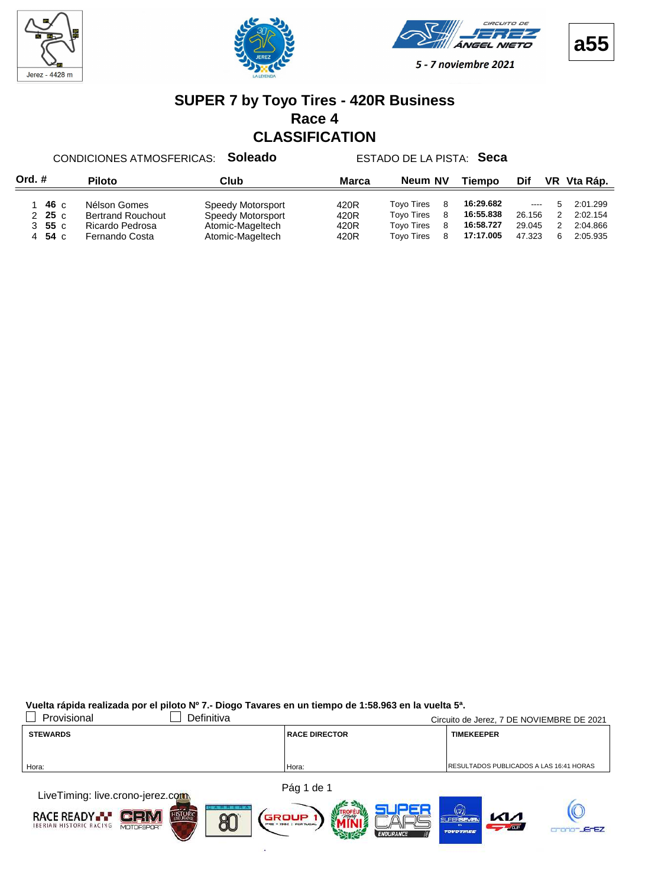Jerez - 4428 m

CIRCUITO DE JEREZ ÁNGEL NIETO

5 - 7 noviembre 2021

a55

# SUPER 7 by Toyo Tires - 420R Business

## Race 4

## CLASSIFICATION

CONDICIONES ATMOSFERICAS: **Soleado** ESTADO DE LA PISTA: **Seca**

| Ord. | # | | Piloto | Club | Marca | Neum | NV | Tiempo | Dif | VR | Vta Ráp. |
|---|---|---|---|---|---|---|---|---|---|---|---|
| 1 | **46** | c | Nélson Gomes | Speedy Motorsport | 420R | Toyo Tires | 8 | **16:29.682** | ---- | 5 | 2:01.299 |
| 2 | **25** | c | Bertrand Rouchout | Speedy Motorsport | 420R | Toyo Tires | 8 | **16:55.838** | 26.156 | 2 | 2:02.154 |
| 3 | **55** | c | Ricardo Pedrosa | Atomic-Mageltech | 420R | Toyo Tires | 8 | **16:58.727** | 29.045 | 2 | 2:04.866 |
| 4 | **54** | c | Fernando Costa | Atomic-Mageltech | 420R | Toyo Tires | 8 | **17:17.005** | 47.323 | 6 | 2:05.935 |

**Vuelta rápida realizada por el piloto Nº 7.- Diogo Tavares en un tiempo de 1:58.963 en la vuelta 5ª.**

☐ Provisional ☐ Definitiva

Circuito de Jerez, 7 DE NOVIEMBRE DE 2021

| STEWARDS | RACE DIRECTOR | TIMEKEEPER |
|---|---|---|
| Hora: | Hora: | RESULTADOS PUBLICADOS A LAS 16:41 HORAS |

LiveTiming: live.crono-jerez.com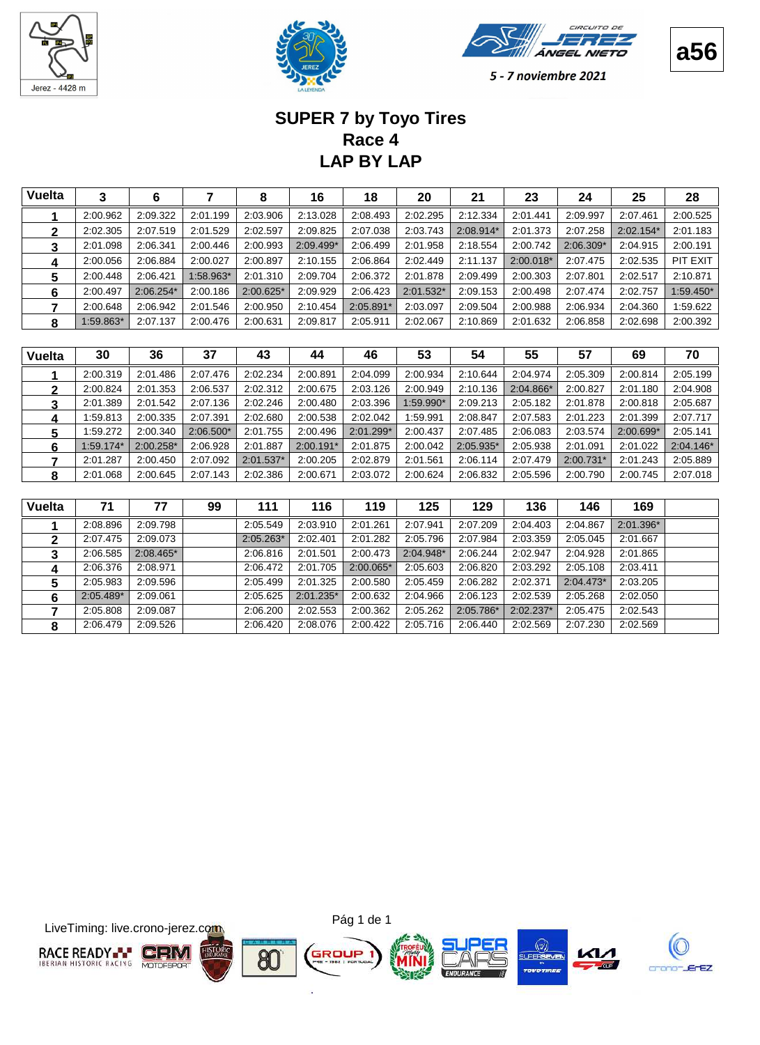Jerez - 4428 m

5 - 7 noviembre 2021

a56

# SUPER 7 by Toyo Tires
## Race 4
## LAP BY LAP

| Vuelta | 3 | 6 | 7 | 8 | 16 | 18 | 20 | 21 | 23 | 24 | 25 | 28 |
|---|---|---|---|---|---|---|---|---|---|---|---|---|
| 1 | 2:00.962 | 2:09.322 | 2:01.199 | 2:03.906 | 2:13.028 | 2:08.493 | 2:02.295 | 2:12.334 | 2:01.441 | 2:09.997 | 2:07.461 | 2:00.525 |
| 2 | 2:02.305 | 2:07.519 | 2:01.529 | 2:02.597 | 2:09.825 | 2:07.038 | 2:03.743 | 2:08.914* | 2:01.373 | 2:07.258 | 2:02.154* | 2:01.183 |
| 3 | 2:01.098 | 2:06.341 | 2:00.446 | 2:00.993 | 2:09.499* | 2:06.499 | 2:01.958 | 2:18.554 | 2:00.742 | 2:06.309* | 2:04.915 | 2:00.191 |
| 4 | 2:00.056 | 2:06.884 | 2:00.027 | 2:00.897 | 2:10.155 | 2:06.864 | 2:02.449 | 2:11.137 | 2:00.018* | 2:07.475 | 2:02.535 | PIT EXIT |
| 5 | 2:00.448 | 2:06.421 | 1:58.963* | 2:01.310 | 2:09.704 | 2:06.372 | 2:01.878 | 2:09.499 | 2:00.303 | 2:07.801 | 2:02.517 | 2:10.871 |
| 6 | 2:00.497 | 2:06.254* | 2:00.186 | 2:00.625* | 2:09.929 | 2:06.423 | 2:01.532* | 2:09.153 | 2:00.498 | 2:07.474 | 2:02.757 | 1:59.450* |
| 7 | 2:00.648 | 2:06.942 | 2:01.546 | 2:00.950 | 2:10.454 | 2:05.891* | 2:03.097 | 2:09.504 | 2:00.988 | 2:06.934 | 2:04.360 | 1:59.622 |
| 8 | 1:59.863* | 2:07.137 | 2:00.476 | 2:00.631 | 2:09.817 | 2:05.911 | 2:02.067 | 2:10.869 | 2:01.632 | 2:06.858 | 2:02.698 | 2:00.392 |

| Vuelta | 30 | 36 | 37 | 43 | 44 | 46 | 53 | 54 | 55 | 57 | 69 | 70 |
|---|---|---|---|---|---|---|---|---|---|---|---|---|
| 1 | 2:00.319 | 2:01.486 | 2:07.476 | 2:02.234 | 2:00.891 | 2:04.099 | 2:00.934 | 2:10.644 | 2:04.974 | 2:05.309 | 2:00.814 | 2:05.199 |
| 2 | 2:00.824 | 2:01.353 | 2:06.537 | 2:02.312 | 2:00.675 | 2:03.126 | 2:00.949 | 2:10.136 | 2:04.866* | 2:00.827 | 2:01.180 | 2:04.908 |
| 3 | 2:01.389 | 2:01.542 | 2:07.136 | 2:02.246 | 2:00.480 | 2:03.396 | 1:59.990* | 2:09.213 | 2:05.182 | 2:01.878 | 2:00.818 | 2:05.687 |
| 4 | 1:59.813 | 2:00.335 | 2:07.391 | 2:02.680 | 2:00.538 | 2:02.042 | 1:59.991 | 2:08.847 | 2:07.583 | 2:01.223 | 2:01.399 | 2:07.717 |
| 5 | 1:59.272 | 2:00.340 | 2:06.500* | 2:01.755 | 2:00.496 | 2:01.299* | 2:00.437 | 2:07.485 | 2:06.083 | 2:03.574 | 2:00.699* | 2:05.141 |
| 6 | 1:59.174* | 2:00.258* | 2:06.928 | 2:01.887 | 2:00.191* | 2:01.875 | 2:00.042 | 2:05.935* | 2:05.938 | 2:01.091 | 2:01.022 | 2:04.146* |
| 7 | 2:01.287 | 2:00.450 | 2:07.092 | 2:01.537* | 2:00.205 | 2:02.879 | 2:01.561 | 2:06.114 | 2:07.479 | 2:00.731* | 2:01.243 | 2:05.889 |
| 8 | 2:01.068 | 2:00.645 | 2:07.143 | 2:02.386 | 2:00.671 | 2:03.072 | 2:00.624 | 2:06.832 | 2:05.596 | 2:00.790 | 2:00.745 | 2:07.018 |

| Vuelta | 71 | 77 | 99 | 111 | 116 | 119 | 125 | 129 | 136 | 146 | 169 | |
|---|---|---|---|---|---|---|---|---|---|---|---|---|
| 1 | 2:08.896 | 2:09.798 | | 2:05.549 | 2:03.910 | 2:01.261 | 2:07.941 | 2:07.209 | 2:04.403 | 2:04.867 | 2:01.396* | |
| 2 | 2:07.475 | 2:09.073 | | 2:05.263* | 2:02.401 | 2:01.282 | 2:05.796 | 2:07.984 | 2:03.359 | 2:05.045 | 2:01.667 | |
| 3 | 2:06.585 | 2:08.465* | | 2:06.816 | 2:01.501 | 2:00.473 | 2:04.948* | 2:06.244 | 2:02.947 | 2:04.928 | 2:01.865 | |
| 4 | 2:06.376 | 2:08.971 | | 2:06.472 | 2:01.705 | 2:00.065* | 2:05.603 | 2:06.820 | 2:03.292 | 2:05.108 | 2:03.411 | |
| 5 | 2:05.983 | 2:09.596 | | 2:05.499 | 2:01.325 | 2:00.580 | 2:05.459 | 2:06.282 | 2:02.371 | 2:04.473* | 2:03.205 | |
| 6 | 2:05.489* | 2:09.061 | | 2:05.625 | 2:01.235* | 2:00.632 | 2:04.966 | 2:06.123 | 2:02.539 | 2:05.268 | 2:02.050 | |
| 7 | 2:05.808 | 2:09.087 | | 2:06.200 | 2:02.553 | 2:00.362 | 2:05.262 | 2:05.786* | 2:02.237* | 2:05.475 | 2:02.543 | |
| 8 | 2:06.479 | 2:09.526 | | 2:06.420 | 2:08.076 | 2:00.422 | 2:05.716 | 2:06.440 | 2:02.569 | 2:07.230 | 2:02.569 | |

LiveTiming: live.crono-jerez.com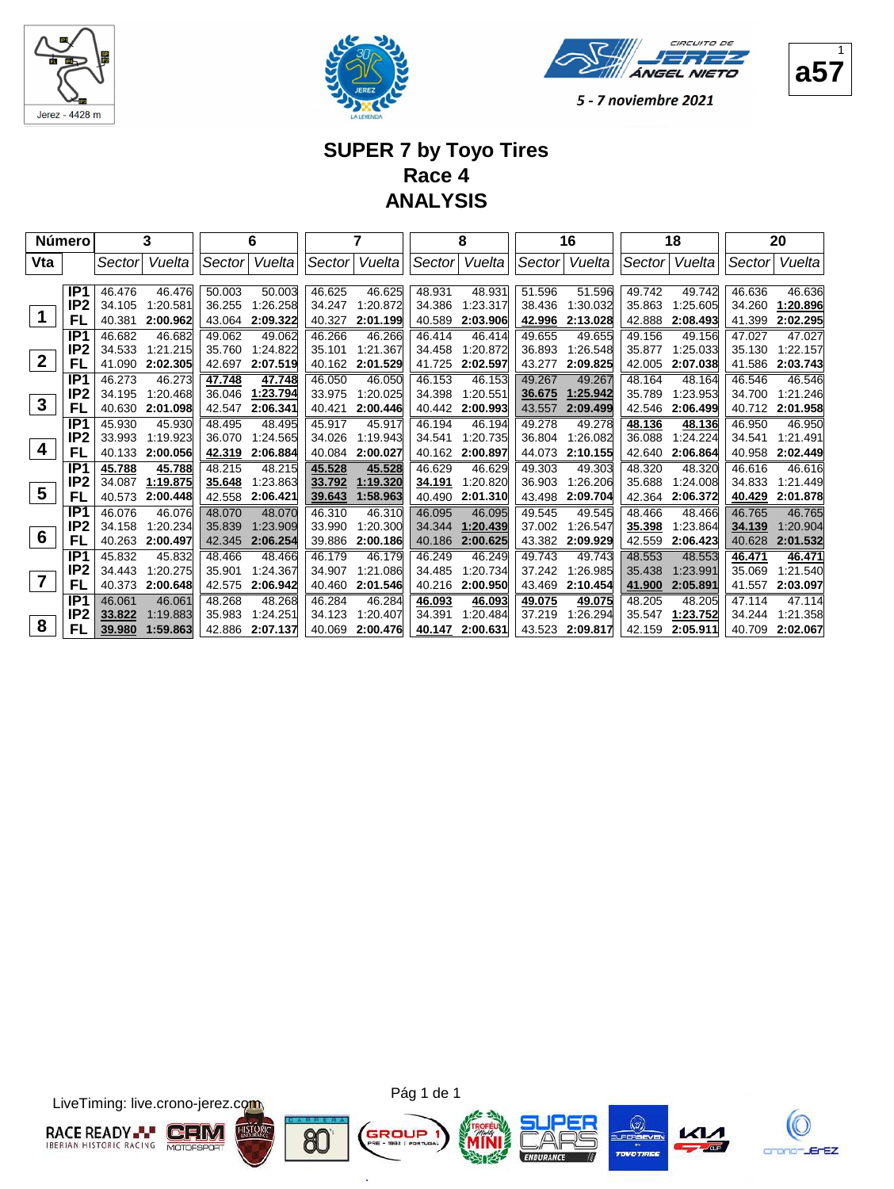Jerez - 4428 m

CIRCUITO DE JEREZ ÁNGEL NIETO

5 - 7 noviembre 2021

a57

# SUPER 7 by Toyo Tires
## Race 4
## ANALYSIS

| Número | | 3 | | 6 | | 7 | | 8 | | 16 | | 18 | | 20 | |
|---|---|---|---|---|---|---|---|---|---|---|---|---|---|---|---|
| Vta | | Sector | Vuelta | Sector | Vuelta | Sector | Vuelta | Sector | Vuelta | Sector | Vuelta | Sector | Vuelta | Sector | Vuelta |
| 1 | IP1 | 46.476 | 46.476 | 50.003 | 50.003 | 46.625 | 46.625 | 48.931 | 48.931 | 51.596 | 51.596 | 49.742 | 49.742 | 46.636 | 46.636 |
| | IP2 | 34.105 | 1:20.581 | 36.255 | 1:26.258 | 34.247 | 1:20.872 | 34.386 | 1:23.317 | 38.436 | 1:30.032 | 35.863 | 1:25.605 | 34.260 | 1:20.896 |
| | FL | 40.381 | 2:00.962 | 43.064 | 2:09.322 | 40.327 | 2:01.199 | 40.589 | 2:03.906 | 42.996 | 2:13.028 | 42.888 | 2:08.493 | 41.399 | 2:02.295 |
| 2 | IP1 | 46.682 | 46.682 | 49.062 | 49.062 | 46.266 | 46.266 | 46.414 | 46.414 | 49.655 | 49.655 | 49.156 | 49.156 | 47.027 | 47.027 |
| | IP2 | 34.533 | 1:21.215 | 35.760 | 1:24.822 | 35.101 | 1:21.367 | 34.458 | 1:20.872 | 36.893 | 1:26.548 | 35.877 | 1:25.033 | 35.130 | 1:22.157 |
| | FL | 41.090 | 2:02.305 | 42.697 | 2:07.519 | 40.162 | 2:01.529 | 41.725 | 2:02.597 | 43.277 | 2:09.825 | 42.005 | 2:07.038 | 41.586 | 2:03.743 |
| 3 | IP1 | 46.273 | 46.273 | 47.748 | 47.748 | 46.050 | 46.050 | 46.153 | 46.153 | 49.267 | 49.267 | 48.164 | 48.164 | 46.546 | 46.546 |
| | IP2 | 34.195 | 1:20.468 | 36.046 | 1:23.794 | 33.975 | 1:20.025 | 34.398 | 1:20.551 | 36.675 | 1:25.942 | 35.789 | 1:23.953 | 34.700 | 1:21.246 |
| | FL | 40.630 | 2:01.098 | 42.547 | 2:06.341 | 40.421 | 2:00.446 | 40.442 | 2:00.993 | 43.557 | 2:09.499 | 42.546 | 2:06.499 | 40.712 | 2:01.958 |
| 4 | IP1 | 45.930 | 45.930 | 48.495 | 48.495 | 45.917 | 45.917 | 46.194 | 46.194 | 49.278 | 49.278 | 48.136 | 48.136 | 46.950 | 46.950 |
| | IP2 | 33.993 | 1:19.923 | 36.070 | 1:24.565 | 34.026 | 1:19.943 | 34.541 | 1:20.735 | 36.804 | 1:26.082 | 36.088 | 1:24.224 | 34.541 | 1:21.491 |
| | FL | 40.133 | 2:00.056 | 42.319 | 2:06.884 | 40.084 | 2:00.027 | 40.162 | 2:00.897 | 44.073 | 2:10.155 | 42.640 | 2:06.864 | 40.958 | 2:02.449 |
| 5 | IP1 | 45.788 | 45.788 | 48.215 | 48.215 | 45.528 | 45.528 | 46.629 | 46.629 | 49.303 | 49.303 | 48.320 | 48.320 | 46.616 | 46.616 |
| | IP2 | 34.087 | 1:19.875 | 35.648 | 1:23.863 | 33.792 | 1:19.320 | 34.191 | 1:20.820 | 36.903 | 1:26.206 | 35.688 | 1:24.008 | 34.833 | 1:21.449 |
| | FL | 40.573 | 2:00.448 | 42.558 | 2:06.421 | 39.643 | 1:58.963 | 40.490 | 2:01.310 | 43.498 | 2:09.704 | 42.364 | 2:06.372 | 40.429 | 2:01.878 |
| 6 | IP1 | 46.076 | 46.076 | 48.070 | 48.070 | 46.310 | 46.310 | 46.095 | 46.095 | 49.545 | 49.545 | 48.466 | 48.466 | 46.765 | 46.765 |
| | IP2 | 34.158 | 1:20.234 | 35.839 | 1:23.909 | 33.990 | 1:20.300 | 34.344 | 1:20.439 | 37.002 | 1:26.547 | 35.398 | 1:23.864 | 34.139 | 1:20.904 |
| | FL | 40.263 | 2:00.497 | 42.345 | 2:06.254 | 39.886 | 2:00.186 | 40.186 | 2:00.625 | 43.382 | 2:09.929 | 42.559 | 2:06.423 | 40.628 | 2:01.532 |
| 7 | IP1 | 45.832 | 45.832 | 48.466 | 48.466 | 46.179 | 46.179 | 46.249 | 46.249 | 49.743 | 49.743 | 48.553 | 48.553 | 46.471 | 46.471 |
| | IP2 | 34.443 | 1:20.275 | 35.901 | 1:24.367 | 34.907 | 1:21.086 | 34.485 | 1:20.734 | 37.242 | 1:26.985 | 35.438 | 1:23.991 | 35.069 | 1:21.540 |
| | FL | 40.373 | 2:00.648 | 42.575 | 2:06.942 | 40.460 | 2:01.546 | 40.216 | 2:00.950 | 43.469 | 2:10.454 | 41.900 | 2:05.891 | 41.557 | 2:03.097 |
| 8 | IP1 | 46.061 | 46.061 | 48.268 | 48.268 | 46.284 | 46.284 | 46.093 | 46.093 | 49.075 | 49.075 | 48.205 | 48.205 | 47.114 | 47.114 |
| | IP2 | 33.822 | 1:19.883 | 35.983 | 1:24.251 | 34.123 | 1:20.407 | 34.391 | 1:20.484 | 37.219 | 1:26.294 | 35.547 | 1:23.752 | 34.244 | 1:21.358 |
| | FL | 39.980 | 1:59.863 | 42.886 | 2:07.137 | 40.069 | 2:00.476 | 40.147 | 2:00.631 | 43.523 | 2:09.817 | 42.159 | 2:05.911 | 40.709 | 2:02.067 |

LiveTiming: live.crono-jerez.com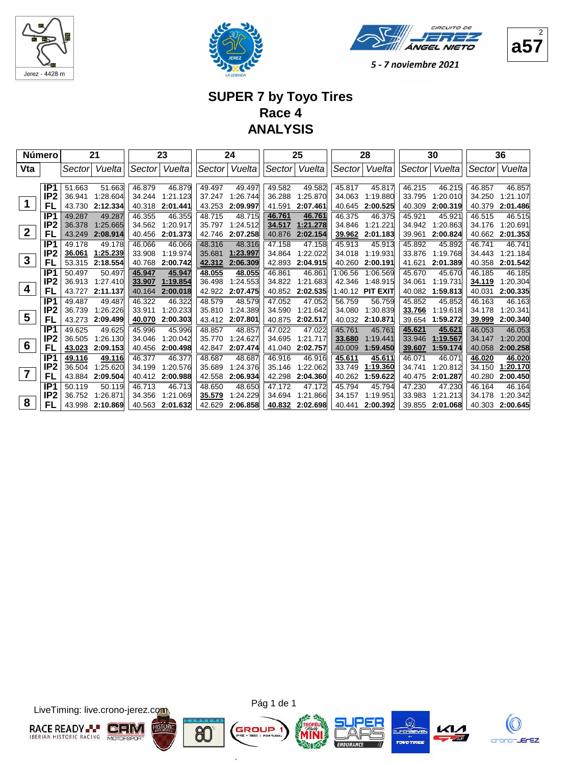Jerez - 4428 m

CIRCUITO DE JEREZ ÁNGEL NIETO

5 - 7 noviembre 2021

a57

# SUPER 7 by Toyo Tires
## Race 4
## ANALYSIS

| Número | | 21 | | 23 | | 24 | | 25 | | 28 | | 30 | | 36 | |
|---|---|---|---|---|---|---|---|---|---|---|---|---|---|---|---|
| Vta | | Sector | Vuelta | Sector | Vuelta | Sector | Vuelta | Sector | Vuelta | Sector | Vuelta | Sector | Vuelta | Sector | Vuelta |
| 1 | IP1 | 51.663 | 51.663 | 46.879 | 46.879 | 49.497 | 49.497 | 49.582 | 49.582 | 45.817 | 45.817 | 46.215 | 46.215 | 46.857 | 46.857 |
| | IP2 | 36.941 | 1:28.604 | 34.244 | 1:21.123 | 37.247 | 1:26.744 | 36.288 | 1:25.870 | 34.063 | 1:19.880 | 33.795 | 1:20.010 | 34.250 | 1:21.107 |
| | FL | 43.730 | **2:12.334** | 40.318 | **2:01.441** | 43.253 | **2:09.997** | 41.591 | **2:07.461** | 40.645 | **2:00.525** | 40.309 | **2:00.319** | 40.379 | **2:01.486** |
| 2 | IP1 | 49.287 | 49.287 | 46.355 | 46.355 | 48.715 | 48.715 | **46.761** | **46.761** | 46.375 | 46.375 | 45.921 | 45.921 | 46.515 | 46.515 |
| | IP2 | 36.378 | 1:25.665 | 34.562 | 1:20.917 | 35.797 | 1:24.512 | **34.517** | **1:21.278** | 34.846 | 1:21.221 | 34.942 | 1:20.863 | 34.176 | 1:20.691 |
| | FL | 43.249 | **2:08.914** | 40.456 | **2:01.373** | 42.746 | **2:07.258** | 40.876 | **2:02.154** | **39.962** | **2:01.183** | 39.961 | **2:00.824** | 40.662 | **2:01.353** |
| 3 | IP1 | 49.178 | 49.178 | 46.066 | 46.066 | 48.316 | 48.316 | 47.158 | 47.158 | 45.913 | 45.913 | 45.892 | 45.892 | 46.741 | 46.741 |
| | IP2 | **36.061** | **1:25.239** | 33.908 | 1:19.974 | 35.681 | **1:23.997** | 34.864 | 1:22.022 | 34.018 | 1:19.931 | 33.876 | 1:19.768 | 34.443 | 1:21.184 |
| | FL | 53.315 | **2:18.554** | 40.768 | **2:00.742** | **42.312** | **2:06.309** | 42.893 | **2:04.915** | 40.260 | **2:00.191** | 41.621 | **2:01.389** | 40.358 | **2:01.542** |
| 4 | IP1 | 50.497 | 50.497 | **45.947** | **45.947** | **48.055** | **48.055** | 46.861 | 46.861 | 1:06.56 | 1:06.569 | 45.670 | 45.670 | 46.185 | 46.185 |
| | IP2 | 36.913 | 1:27.410 | **33.907** | **1:19.854** | 36.498 | 1:24.553 | 34.822 | 1:21.683 | 42.346 | 1:48.915 | 34.061 | 1:19.731 | **34.119** | 1:20.304 |
| | FL | 43.727 | **2:11.137** | 40.164 | **2:00.018** | 42.922 | **2:07.475** | 40.852 | **2:02.535** | 1:40.12 | **PIT EXIT** | 40.082 | **1:59.813** | 40.031 | **2:00.335** |
| 5 | IP1 | 49.487 | 49.487 | 46.322 | 46.322 | 48.579 | 48.579 | 47.052 | 47.052 | 56.759 | 56.759 | 45.852 | 45.852 | 46.163 | 46.163 |
| | IP2 | 36.739 | 1:26.226 | 33.911 | 1:20.233 | 35.810 | 1:24.389 | 34.590 | 1:21.642 | 34.080 | 1:30.839 | **33.766** | 1:19.618 | 34.178 | 1:20.341 |
| | FL | 43.273 | **2:09.499** | **40.070** | **2:00.303** | 43.412 | **2:07.801** | 40.875 | **2:02.517** | 40.032 | **2:10.871** | 39.654 | **1:59.272** | **39.999** | **2:00.340** |
| 6 | IP1 | 49.625 | 49.625 | 45.996 | 45.996 | 48.857 | 48.857 | 47.022 | 47.022 | 45.761 | 45.761 | **45.621** | **45.621** | 46.053 | 46.053 |
| | IP2 | 36.505 | 1:26.130 | 34.046 | 1:20.042 | 35.770 | 1:24.627 | 34.695 | 1:21.717 | **33.680** | 1:19.441 | 33.946 | **1:19.567** | 34.147 | 1:20.200 |
| | FL | **43.023** | **2:09.153** | 40.456 | **2:00.498** | 42.847 | **2:07.474** | 41.040 | **2:02.757** | 40.009 | **1:59.450** | **39.607** | **1:59.174** | 40.058 | **2:00.258** |
| 7 | IP1 | **49.116** | **49.116** | 46.377 | 46.377 | 48.687 | 48.687 | 46.916 | 46.916 | **45.611** | **45.611** | 46.071 | 46.071 | **46.020** | **46.020** |
| | IP2 | 36.504 | 1:25.620 | 34.199 | 1:20.576 | 35.689 | 1:24.376 | 35.146 | 1:22.062 | 33.749 | **1:19.360** | 34.741 | 1:20.812 | 34.150 | **1:20.170** |
| | FL | 43.884 | **2:09.504** | 40.412 | **2:00.988** | 42.558 | **2:06.934** | 42.298 | **2:04.360** | 40.262 | **1:59.622** | 40.475 | **2:01.287** | 40.280 | **2:00.450** |
| 8 | IP1 | 50.119 | 50.119 | 46.713 | 46.713 | 48.650 | 48.650 | 47.172 | 47.172 | 45.794 | 45.794 | 47.230 | 47.230 | 46.164 | 46.164 |
| | IP2 | 36.752 | 1:26.871 | 34.356 | 1:21.069 | **35.579** | 1:24.229 | 34.694 | 1:21.866 | 34.157 | 1:19.951 | 33.983 | 1:21.213 | 34.178 | 1:20.342 |
| | FL | 43.998 | **2:10.869** | 40.563 | **2:01.632** | 42.629 | **2:06.858** | **40.832** | **2:02.698** | 40.441 | **2:00.392** | 39.855 | **2:01.068** | 40.303 | **2:00.645** |

LiveTiming: live.crono-jerez.com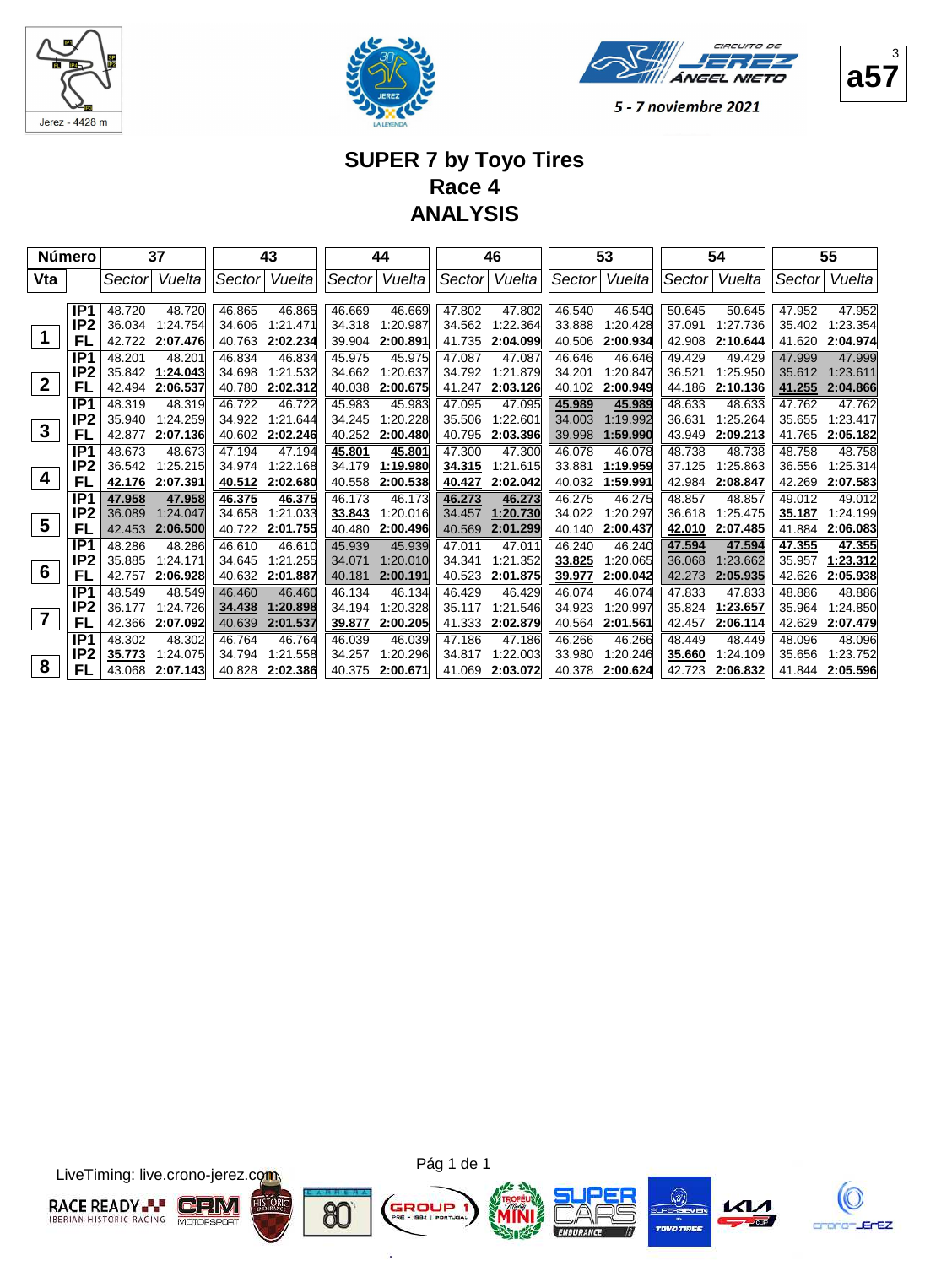5 - 7 noviembre 2021

a57

# SUPER 7 by Toyo Tires
## Race 4
## ANALYSIS

| Número | | 37 | | 43 | | 44 | | 46 | | 53 | | 54 | | 55 | |
|---|---|---|---|---|---|---|---|---|---|---|---|---|---|---|---|
| Vta | | Sector | Vuelta | Sector | Vuelta | Sector | Vuelta | Sector | Vuelta | Sector | Vuelta | Sector | Vuelta | Sector | Vuelta |
| 1 | IP1 | 48.720 | 48.720 | 46.865 | 46.865 | 46.669 | 46.669 | 47.802 | 47.802 | 46.540 | 46.540 | 50.645 | 50.645 | 47.952 | 47.952 |
| | IP2 | 36.034 | 1:24.754 | 34.606 | 1:21.471 | 34.318 | 1:20.987 | 34.562 | 1:22.364 | 33.888 | 1:20.428 | 37.091 | 1:27.736 | 35.402 | 1:23.354 |
| | FL | 42.722 | **2:07.476** | 40.763 | **2:02.234** | 39.904 | **2:00.891** | 41.735 | **2:04.099** | 40.506 | **2:00.934** | 42.908 | **2:10.644** | 41.620 | **2:04.974** |
| 2 | IP1 | 48.201 | 48.201 | 46.834 | 46.834 | 45.975 | 45.975 | 47.087 | 47.087 | 46.646 | 46.646 | 49.429 | 49.429 | 47.999 | 47.999 |
| | IP2 | 35.842 | **1:24.043** | 34.698 | 1:21.532 | 34.662 | 1:20.637 | 34.792 | 1:21.879 | 34.201 | 1:20.847 | 36.521 | 1:25.950 | 35.612 | 1:23.611 |
| | FL | 42.494 | **2:06.537** | 40.780 | **2:02.312** | 40.038 | **2:00.675** | 41.247 | **2:03.126** | 40.102 | **2:00.949** | 44.186 | **2:10.136** | **41.255** | **2:04.866** |
| 3 | IP1 | 48.319 | 48.319 | 46.722 | 46.722 | 45.983 | 45.983 | 47.095 | 47.095 | **45.989** | **45.989** | 48.633 | 48.633 | 47.762 | 47.762 |
| | IP2 | 35.940 | 1:24.259 | 34.922 | 1:21.644 | 34.245 | 1:20.228 | 35.506 | 1:22.601 | 34.003 | 1:19.992 | 36.631 | 1:25.264 | 35.655 | 1:23.417 |
| | FL | 42.877 | **2:07.136** | 40.602 | **2:02.246** | 40.252 | **2:00.480** | 40.795 | **2:03.396** | 39.998 | **1:59.990** | 43.949 | **2:09.213** | 41.765 | **2:05.182** |
| 4 | IP1 | 48.673 | 48.673 | 47.194 | 47.194 | **45.801** | **45.801** | 47.300 | 47.300 | 46.078 | 46.078 | 48.738 | 48.738 | 48.758 | 48.758 |
| | IP2 | 36.542 | 1:25.215 | 34.974 | 1:22.168 | 34.179 | **1:19.980** | **34.315** | 1:21.615 | 33.881 | **1:19.959** | 37.125 | 1:25.863 | 36.556 | 1:25.314 |
| | FL | **42.176** | **2:07.391** | **40.512** | **2:02.680** | 40.558 | **2:00.538** | **40.427** | **2:02.042** | 40.032 | **1:59.991** | 42.984 | **2:08.847** | 42.269 | **2:07.583** |
| 5 | IP1 | **47.958** | **47.958** | **46.375** | **46.375** | 46.173 | 46.173 | **46.273** | **46.273** | 46.275 | 46.275 | 48.857 | 48.857 | 49.012 | 49.012 |
| | IP2 | 36.089 | 1:24.047 | 34.658 | 1:21.033 | **33.843** | 1:20.016 | 34.457 | **1:20.730** | 34.022 | 1:20.297 | 36.618 | 1:25.475 | **35.187** | 1:24.199 |
| | FL | 42.453 | **2:06.500** | 40.722 | **2:01.755** | 40.480 | **2:00.496** | 40.569 | **2:01.299** | 40.140 | **2:00.437** | **42.010** | **2:07.485** | 41.884 | **2:06.083** |
| 6 | IP1 | 48.286 | 48.286 | 46.610 | 46.610 | 45.939 | 45.939 | 47.011 | 47.011 | 46.240 | 46.240 | **47.594** | **47.594** | **47.355** | **47.355** |
| | IP2 | 35.885 | 1:24.171 | 34.645 | 1:21.255 | 34.071 | 1:20.010 | 34.341 | 1:21.352 | **33.825** | 1:20.065 | 36.068 | 1:23.662 | 35.957 | **1:23.312** |
| | FL | 42.757 | **2:06.928** | 40.632 | **2:01.887** | 40.181 | **2:00.191** | 40.523 | **2:01.875** | **39.977** | **2:00.042** | 42.273 | **2:05.935** | 42.626 | **2:05.938** |
| 7 | IP1 | 48.549 | 48.549 | 46.460 | 46.460 | 46.134 | 46.134 | 46.429 | 46.429 | 46.074 | 46.074 | 47.833 | 47.833 | 48.886 | 48.886 |
| | IP2 | 36.177 | 1:24.726 | **34.438** | **1:20.898** | 34.194 | 1:20.328 | 35.117 | 1:21.546 | 34.923 | 1:20.997 | 35.824 | **1:23.657** | 35.964 | 1:24.850 |
| | FL | 42.366 | **2:07.092** | 40.639 | **2:01.537** | **39.877** | **2:00.205** | 41.333 | **2:02.879** | 40.564 | **2:01.561** | 42.457 | **2:06.114** | 42.629 | **2:07.479** |
| 8 | IP1 | 48.302 | 48.302 | 46.764 | 46.764 | 46.039 | 46.039 | 47.186 | 47.186 | 46.266 | 46.266 | 48.449 | 48.449 | 48.096 | 48.096 |
| | IP2 | **35.773** | 1:24.075 | 34.794 | 1:21.558 | 34.257 | 1:20.296 | 34.817 | 1:22.003 | 33.980 | 1:20.246 | **35.660** | 1:24.109 | 35.656 | 1:23.752 |
| | FL | 43.068 | **2:07.143** | 40.828 | **2:02.386** | 40.375 | **2:00.671** | 41.069 | **2:03.072** | 40.378 | **2:00.624** | 42.723 | **2:06.832** | 41.844 | **2:05.596** |

LiveTiming: live.crono-jerez.com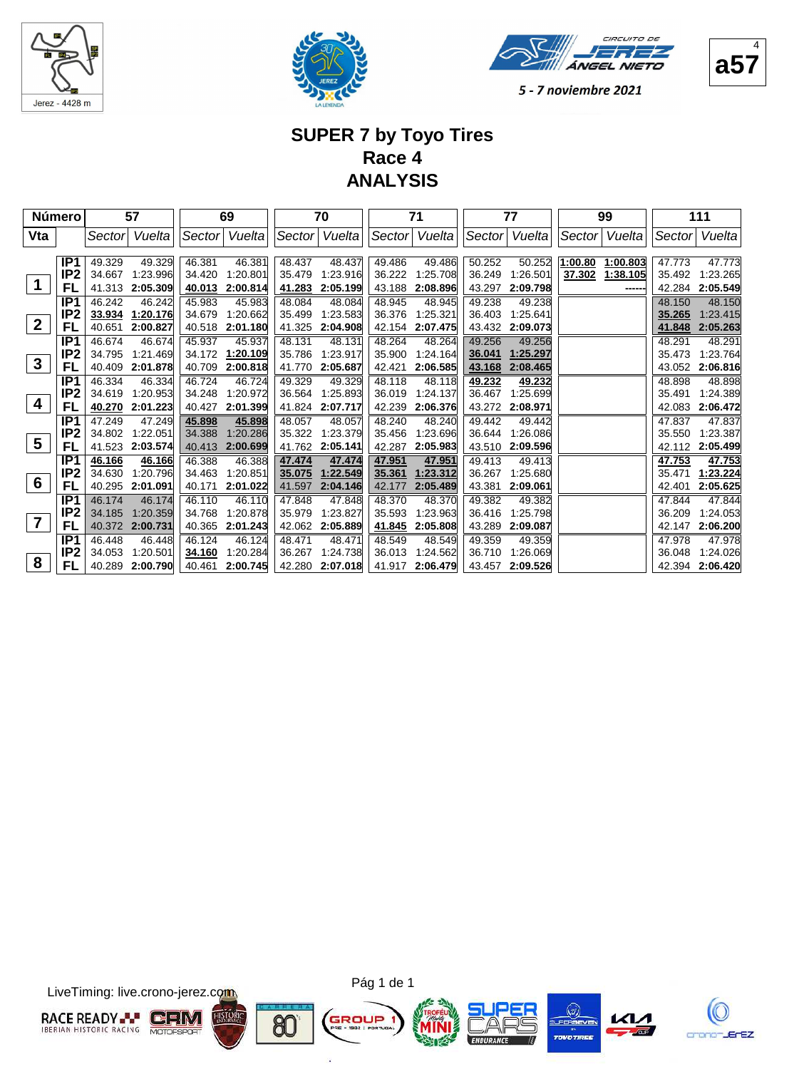5 - 7 noviembre 2021

a57

# SUPER 7 by Toyo Tires
## Race 4
## ANALYSIS

| Número | | 57 | | 69 | | 70 | | 71 | | 77 | | 99 | | 111 | |
|---|---|---|---|---|---|---|---|---|---|---|---|---|---|---|---|
| Vta | | Sector | Vuelta | Sector | Vuelta | Sector | Vuelta | Sector | Vuelta | Sector | Vuelta | Sector | Vuelta | Sector | Vuelta |
| 1 | IP1 | 49.329 | 49.329 | 46.381 | 46.381 | 48.437 | 48.437 | 49.486 | 49.486 | 50.252 | 50.252 | **1:00.80** | **1:00.803** | 47.773 | 47.773 |
| | IP2 | 34.667 | 1:23.996 | 34.420 | 1:20.801 | 35.479 | 1:23.916 | 36.222 | 1:25.708 | 36.249 | 1:26.501 | **37.302** | **1:38.105** | 35.492 | 1:23.265 |
| | FL | 41.313 | **2:05.309** | **40.013** | **2:00.814** | **41.283** | **2:05.199** | 43.188 | **2:08.896** | 43.297 | **2:09.798** | | ------ | 42.284 | **2:05.549** |
| 2 | IP1 | 46.242 | 46.242 | 45.983 | 45.983 | 48.084 | 48.084 | 48.945 | 48.945 | 49.238 | 49.238 | | | 48.150 | 48.150 |
| | IP2 | **33.934** | **1:20.176** | 34.679 | 1:20.662 | 35.499 | 1:23.583 | 36.376 | 1:25.321 | 36.403 | 1:25.641 | | | **35.265** | 1:23.415 |
| | FL | 40.651 | **2:00.827** | 40.518 | **2:01.180** | 41.325 | **2:04.908** | 42.154 | **2:07.475** | 43.432 | **2:09.073** | | | **41.848** | **2:05.263** |
| 3 | IP1 | 46.674 | 46.674 | 45.937 | 45.937 | 48.131 | 48.131 | 48.264 | 48.264 | 49.256 | 49.256 | | | 48.291 | 48.291 |
| | IP2 | 34.795 | 1:21.469 | 34.172 | **1:20.109** | 35.786 | 1:23.917 | 35.900 | 1:24.164 | **36.041** | **1:25.297** | | | 35.473 | 1:23.764 |
| | FL | 40.409 | **2:01.878** | 40.709 | **2:00.818** | 41.770 | **2:05.687** | 42.421 | **2:06.585** | **43.168** | **2:08.465** | | | 43.052 | **2:06.816** |
| 4 | IP1 | 46.334 | 46.334 | 46.724 | 46.724 | 49.329 | 49.329 | 48.118 | 48.118 | **49.232** | **49.232** | | | 48.898 | 48.898 |
| | IP2 | 34.619 | 1:20.953 | 34.248 | 1:20.972 | 36.564 | 1:25.893 | 36.019 | 1:24.137 | 36.467 | 1:25.699 | | | 35.491 | 1:24.389 |
| | FL | **40.270** | **2:01.223** | 40.427 | **2:01.399** | 41.824 | **2:07.717** | 42.239 | **2:06.376** | 43.272 | **2:08.971** | | | 42.083 | **2:06.472** |
| 5 | IP1 | 47.249 | 47.249 | **45.898** | **45.898** | 48.057 | 48.057 | 48.240 | 48.240 | 49.442 | 49.442 | | | 47.837 | 47.837 |
| | IP2 | 34.802 | 1:22.051 | 34.388 | 1:20.286 | 35.322 | 1:23.379 | 35.456 | 1:23.696 | 36.644 | 1:26.086 | | | 35.550 | 1:23.387 |
| | FL | 41.523 | **2:03.574** | 40.413 | **2:00.699** | 41.762 | **2:05.141** | 42.287 | **2:05.983** | 43.510 | **2:09.596** | | | 42.112 | **2:05.499** |
| 6 | IP1 | **46.166** | **46.166** | 46.388 | 46.388 | **47.474** | **47.474** | **47.951** | **47.951** | 49.413 | 49.413 | | | **47.753** | **47.753** |
| | IP2 | 34.630 | 1:20.796 | 34.463 | 1:20.851 | **35.075** | **1:22.549** | **35.361** | **1:23.312** | 36.267 | 1:25.680 | | | 35.471 | **1:23.224** |
| | FL | 40.295 | **2:01.091** | 40.171 | **2:01.022** | 41.597 | **2:04.146** | 42.177 | **2:05.489** | 43.381 | **2:09.061** | | | 42.401 | **2:05.625** |
| 7 | IP1 | 46.174 | 46.174 | 46.110 | 46.110 | 47.848 | 47.848 | 48.370 | 48.370 | 49.382 | 49.382 | | | 47.844 | 47.844 |
| | IP2 | 34.185 | 1:20.359 | 34.768 | 1:20.878 | 35.979 | 1:23.827 | 35.593 | 1:23.963 | 36.416 | 1:25.798 | | | 36.209 | 1:24.053 |
| | FL | 40.372 | **2:00.731** | 40.365 | **2:01.243** | 42.062 | **2:05.889** | **41.845** | **2:05.808** | 43.289 | **2:09.087** | | | 42.147 | **2:06.200** |
| 8 | IP1 | 46.448 | 46.448 | 46.124 | 46.124 | 48.471 | 48.471 | 48.549 | 48.549 | 49.359 | 49.359 | | | 47.978 | 47.978 |
| | IP2 | 34.053 | 1:20.501 | **34.160** | 1:20.284 | 36.267 | 1:24.738 | 36.013 | 1:24.562 | 36.710 | 1:26.069 | | | 36.048 | 1:24.026 |
| | FL | 40.289 | **2:00.790** | 40.461 | **2:00.745** | 42.280 | **2:07.018** | 41.917 | **2:06.479** | 43.457 | **2:09.526** | | | 42.394 | **2:06.420** |

LiveTiming: live.crono-jerez.com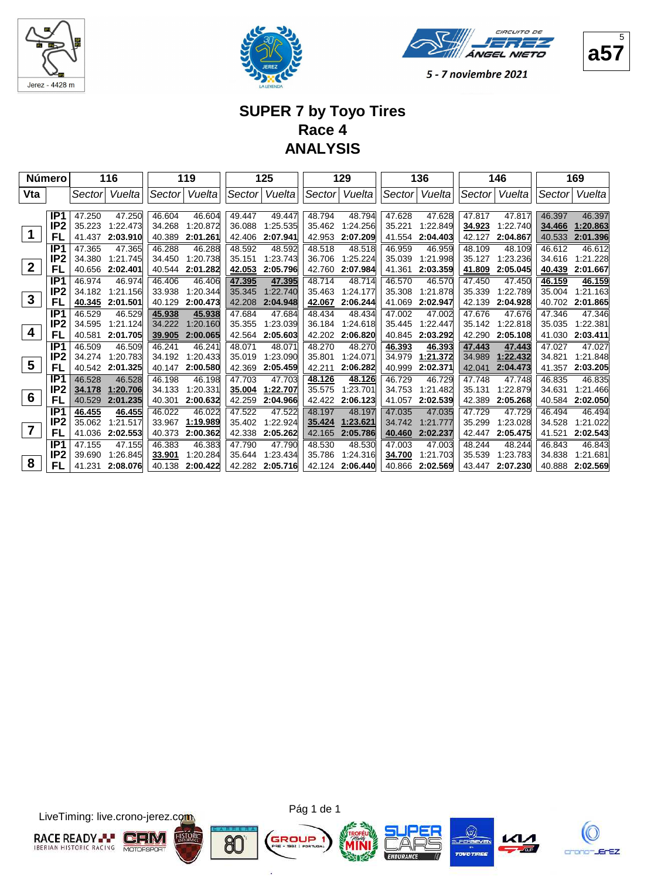Jerez - 4428 m

CIRCUITO DE JEREZ ÁNGEL NIETO

5 - 7 noviembre 2021

a57

# SUPER 7 by Toyo Tires
## Race 4
## ANALYSIS

| Número | | 116 | | 119 | | 125 | | 129 | | 136 | | 146 | | 169 | |
|---|---|---|---|---|---|---|---|---|---|---|---|---|---|---|---|
| Vta | | Sector | Vuelta | Sector | Vuelta | Sector | Vuelta | Sector | Vuelta | Sector | Vuelta | Sector | Vuelta | Sector | Vuelta |
| 1 | IP1 | 47.250 | 47.250 | 46.604 | 46.604 | 49.447 | 49.447 | 48.794 | 48.794 | 47.628 | 47.628 | 47.817 | 47.817 | 46.397 | 46.397 |
| | IP2 | 35.223 | 1:22.473 | 34.268 | 1:20.872 | 36.088 | 1:25.535 | 35.462 | 1:24.256 | 35.221 | 1:22.849 | **34.923** | 1:22.740 | **34.466** | **1:20.863** |
| | FL | 41.437 | **2:03.910** | 40.389 | **2:01.261** | 42.406 | **2:07.941** | 42.953 | **2:07.209** | 41.554 | **2:04.403** | 42.127 | **2:04.867** | 40.533 | **2:01.396** |
| 2 | IP1 | 47.365 | 47.365 | 46.288 | 46.288 | 48.592 | 48.592 | 48.518 | 48.518 | 46.959 | 46.959 | 48.109 | 48.109 | 46.612 | 46.612 |
| | IP2 | 34.380 | 1:21.745 | 34.450 | 1:20.738 | 35.151 | 1:23.743 | 36.706 | 1:25.224 | 35.039 | 1:21.998 | 35.127 | 1:23.236 | 34.616 | 1:21.228 |
| | FL | 40.656 | **2:02.401** | 40.544 | **2:01.282** | **42.053** | **2:05.796** | 42.760 | **2:07.984** | 41.361 | **2:03.359** | **41.809** | **2:05.045** | **40.439** | **2:01.667** |
| 3 | IP1 | 46.974 | 46.974 | 46.406 | 46.406 | **47.395** | **47.395** | 48.714 | 48.714 | 46.570 | 46.570 | 47.450 | 47.450 | **46.159** | **46.159** |
| | IP2 | 34.182 | 1:21.156 | 33.938 | 1:20.344 | 35.345 | 1:22.740 | 35.463 | 1:24.177 | 35.308 | 1:21.878 | 35.339 | 1:22.789 | 35.004 | 1:21.163 |
| | FL | **40.345** | **2:01.501** | 40.129 | **2:00.473** | 42.208 | **2:04.948** | **42.067** | **2:06.244** | 41.069 | **2:02.947** | 42.139 | **2:04.928** | 40.702 | **2:01.865** |
| 4 | IP1 | 46.529 | 46.529 | **45.938** | **45.938** | 47.684 | 47.684 | 48.434 | 48.434 | 47.002 | 47.002 | 47.676 | 47.676 | 47.346 | 47.346 |
| | IP2 | 34.595 | 1:21.124 | 34.222 | 1:20.160 | 35.355 | 1:23.039 | 36.184 | 1:24.618 | 35.445 | 1:22.447 | 35.142 | 1:22.818 | 35.035 | 1:22.381 |
| | FL | 40.581 | **2:01.705** | **39.905** | **2:00.065** | 42.564 | **2:05.603** | 42.202 | **2:06.820** | 40.845 | **2:03.292** | 42.290 | **2:05.108** | 41.030 | **2:03.411** |
| 5 | IP1 | 46.509 | 46.509 | 46.241 | 46.241 | 48.071 | 48.071 | 48.270 | 48.270 | **46.393** | **46.393** | **47.443** | **47.443** | 47.027 | 47.027 |
| | IP2 | 34.274 | 1:20.783 | 34.192 | 1:20.433 | 35.019 | 1:23.090 | 35.801 | 1:24.071 | 34.979 | **1:21.372** | 34.989 | **1:22.432** | 34.821 | 1:21.848 |
| | FL | 40.542 | **2:01.325** | 40.147 | **2:00.580** | 42.369 | **2:05.459** | 42.211 | **2:06.282** | 40.999 | **2:02.371** | 42.041 | **2:04.473** | 41.357 | **2:03.205** |
| 6 | IP1 | 46.528 | 46.528 | 46.198 | 46.198 | 47.703 | 47.703 | **48.126** | **48.126** | 46.729 | 46.729 | 47.748 | 47.748 | 46.835 | 46.835 |
| | IP2 | **34.178** | **1:20.706** | 34.133 | 1:20.331 | **35.004** | **1:22.707** | 35.575 | 1:23.701 | 34.753 | 1:21.482 | 35.131 | 1:22.879 | 34.631 | 1:21.466 |
| | FL | 40.529 | **2:01.235** | 40.301 | **2:00.632** | 42.259 | **2:04.966** | 42.422 | **2:06.123** | 41.057 | **2:02.539** | 42.389 | **2:05.268** | 40.584 | **2:02.050** |
| 7 | IP1 | **46.455** | **46.455** | 46.022 | 46.022 | 47.522 | 47.522 | 48.197 | 48.197 | 47.035 | 47.035 | 47.729 | 47.729 | 46.494 | 46.494 |
| | IP2 | 35.062 | 1:21.517 | 33.967 | **1:19.989** | 35.402 | 1:22.924 | **35.424** | **1:23.621** | 34.742 | 1:21.777 | 35.299 | 1:23.028 | 34.528 | 1:21.022 |
| | FL | 41.036 | **2:02.553** | 40.373 | **2:00.362** | 42.338 | **2:05.262** | 42.165 | **2:05.786** | **40.460** | **2:02.237** | 42.447 | **2:05.475** | 41.521 | **2:02.543** |
| 8 | IP1 | 47.155 | 47.155 | 46.383 | 46.383 | 47.790 | 47.790 | 48.530 | 48.530 | 47.003 | 47.003 | 48.244 | 48.244 | 46.843 | 46.843 |
| | IP2 | 39.690 | 1:26.845 | **33.901** | 1:20.284 | 35.644 | 1:23.434 | 35.786 | 1:24.316 | **34.700** | 1:21.703 | 35.539 | 1:23.783 | 34.838 | 1:21.681 |
| | FL | 41.231 | **2:08.076** | 40.138 | **2:00.422** | 42.282 | **2:05.716** | 42.124 | **2:06.440** | 40.866 | **2:02.569** | 43.447 | **2:07.230** | 40.888 | **2:02.569** |

LiveTiming: live.crono-jerez.com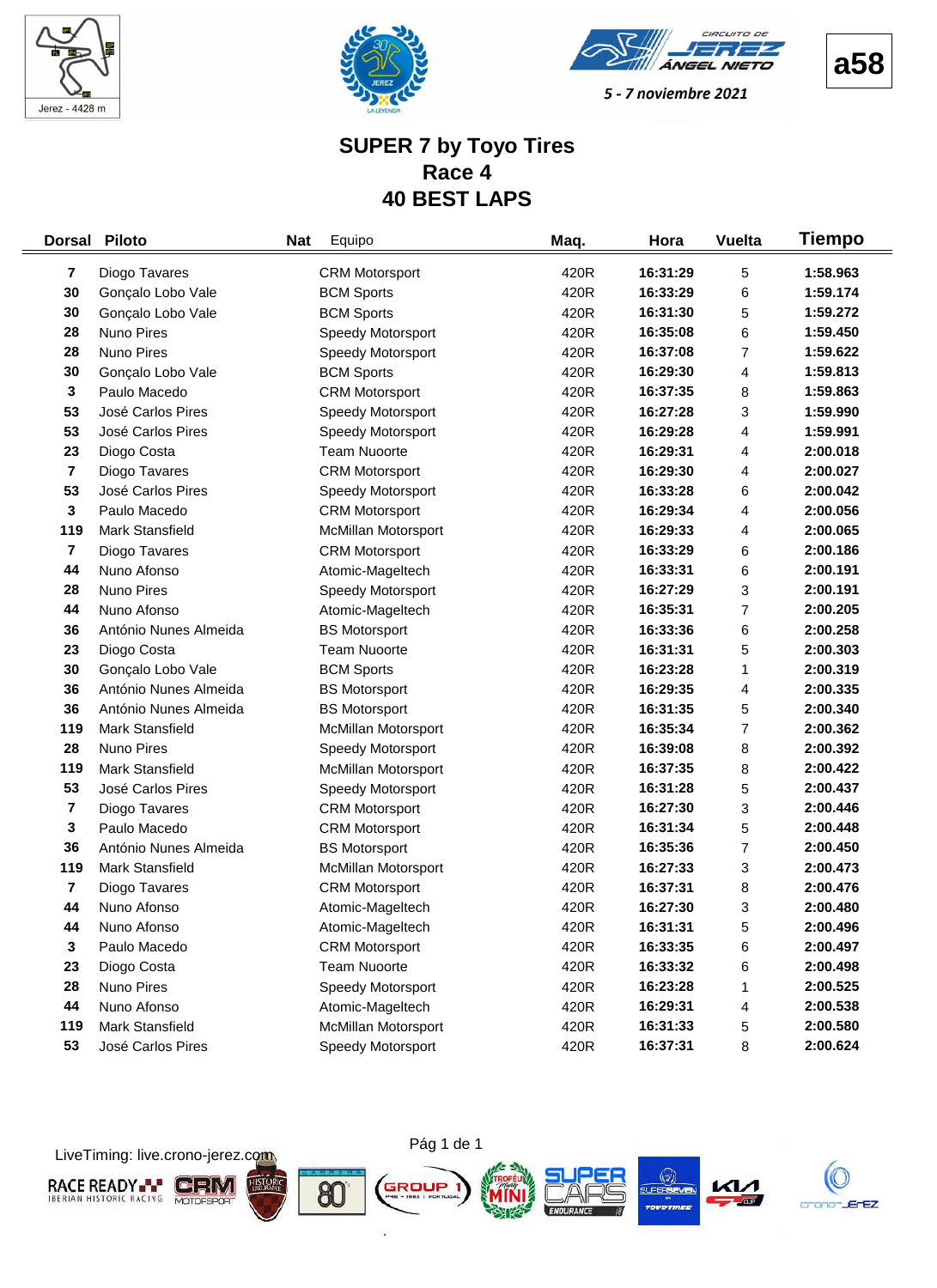Jerez - 4428 m

CIRCUITO DE JEREZ ÁNGEL NIETO

5 - 7 noviembre 2021

**a58**

# SUPER 7 by Toyo Tires
## Race 4
## 40 BEST LAPS

| Dorsal | Piloto | Nat | Equipo | Maq. | Hora | Vuelta | Tiempo |
|---|---|---|---|---|---|---|---|
| 7 | Diogo Tavares | | CRM Motorsport | 420R | 16:31:29 | 5 | 1:58.963 |
| 30 | Gonçalo Lobo Vale | | BCM Sports | 420R | 16:33:29 | 6 | 1:59.174 |
| 30 | Gonçalo Lobo Vale | | BCM Sports | 420R | 16:31:30 | 5 | 1:59.272 |
| 28 | Nuno Pires | | Speedy Motorsport | 420R | 16:35:08 | 6 | 1:59.450 |
| 28 | Nuno Pires | | Speedy Motorsport | 420R | 16:37:08 | 7 | 1:59.622 |
| 30 | Gonçalo Lobo Vale | | BCM Sports | 420R | 16:29:30 | 4 | 1:59.813 |
| 3 | Paulo Macedo | | CRM Motorsport | 420R | 16:37:35 | 8 | 1:59.863 |
| 53 | José Carlos Pires | | Speedy Motorsport | 420R | 16:27:28 | 3 | 1:59.990 |
| 53 | José Carlos Pires | | Speedy Motorsport | 420R | 16:29:28 | 4 | 1:59.991 |
| 23 | Diogo Costa | | Team Nuoorte | 420R | 16:29:31 | 4 | 2:00.018 |
| 7 | Diogo Tavares | | CRM Motorsport | 420R | 16:29:30 | 4 | 2:00.027 |
| 53 | José Carlos Pires | | Speedy Motorsport | 420R | 16:33:28 | 6 | 2:00.042 |
| 3 | Paulo Macedo | | CRM Motorsport | 420R | 16:29:34 | 4 | 2:00.056 |
| 119 | Mark Stansfield | | McMillan Motorsport | 420R | 16:29:33 | 4 | 2:00.065 |
| 7 | Diogo Tavares | | CRM Motorsport | 420R | 16:33:29 | 6 | 2:00.186 |
| 44 | Nuno Afonso | | Atomic-Mageltech | 420R | 16:33:31 | 6 | 2:00.191 |
| 28 | Nuno Pires | | Speedy Motorsport | 420R | 16:27:29 | 3 | 2:00.191 |
| 44 | Nuno Afonso | | Atomic-Mageltech | 420R | 16:35:31 | 7 | 2:00.205 |
| 36 | António Nunes Almeida | | BS Motorsport | 420R | 16:33:36 | 6 | 2:00.258 |
| 23 | Diogo Costa | | Team Nuoorte | 420R | 16:31:31 | 5 | 2:00.303 |
| 30 | Gonçalo Lobo Vale | | BCM Sports | 420R | 16:23:28 | 1 | 2:00.319 |
| 36 | António Nunes Almeida | | BS Motorsport | 420R | 16:29:35 | 4 | 2:00.335 |
| 36 | António Nunes Almeida | | BS Motorsport | 420R | 16:31:35 | 5 | 2:00.340 |
| 119 | Mark Stansfield | | McMillan Motorsport | 420R | 16:35:34 | 7 | 2:00.362 |
| 28 | Nuno Pires | | Speedy Motorsport | 420R | 16:39:08 | 8 | 2:00.392 |
| 119 | Mark Stansfield | | McMillan Motorsport | 420R | 16:37:35 | 8 | 2:00.422 |
| 53 | José Carlos Pires | | Speedy Motorsport | 420R | 16:31:28 | 5 | 2:00.437 |
| 7 | Diogo Tavares | | CRM Motorsport | 420R | 16:27:30 | 3 | 2:00.446 |
| 3 | Paulo Macedo | | CRM Motorsport | 420R | 16:31:34 | 5 | 2:00.448 |
| 36 | António Nunes Almeida | | BS Motorsport | 420R | 16:35:36 | 7 | 2:00.450 |
| 119 | Mark Stansfield | | McMillan Motorsport | 420R | 16:27:33 | 3 | 2:00.473 |
| 7 | Diogo Tavares | | CRM Motorsport | 420R | 16:37:31 | 8 | 2:00.476 |
| 44 | Nuno Afonso | | Atomic-Mageltech | 420R | 16:27:30 | 3 | 2:00.480 |
| 44 | Nuno Afonso | | Atomic-Mageltech | 420R | 16:31:31 | 5 | 2:00.496 |
| 3 | Paulo Macedo | | CRM Motorsport | 420R | 16:33:35 | 6 | 2:00.497 |
| 23 | Diogo Costa | | Team Nuoorte | 420R | 16:33:32 | 6 | 2:00.498 |
| 28 | Nuno Pires | | Speedy Motorsport | 420R | 16:23:28 | 1 | 2:00.525 |
| 44 | Nuno Afonso | | Atomic-Mageltech | 420R | 16:29:31 | 4 | 2:00.538 |
| 119 | Mark Stansfield | | McMillan Motorsport | 420R | 16:31:33 | 5 | 2:00.580 |
| 53 | José Carlos Pires | | Speedy Motorsport | 420R | 16:37:31 | 8 | 2:00.624 |

LiveTiming: live.crono-jerez.com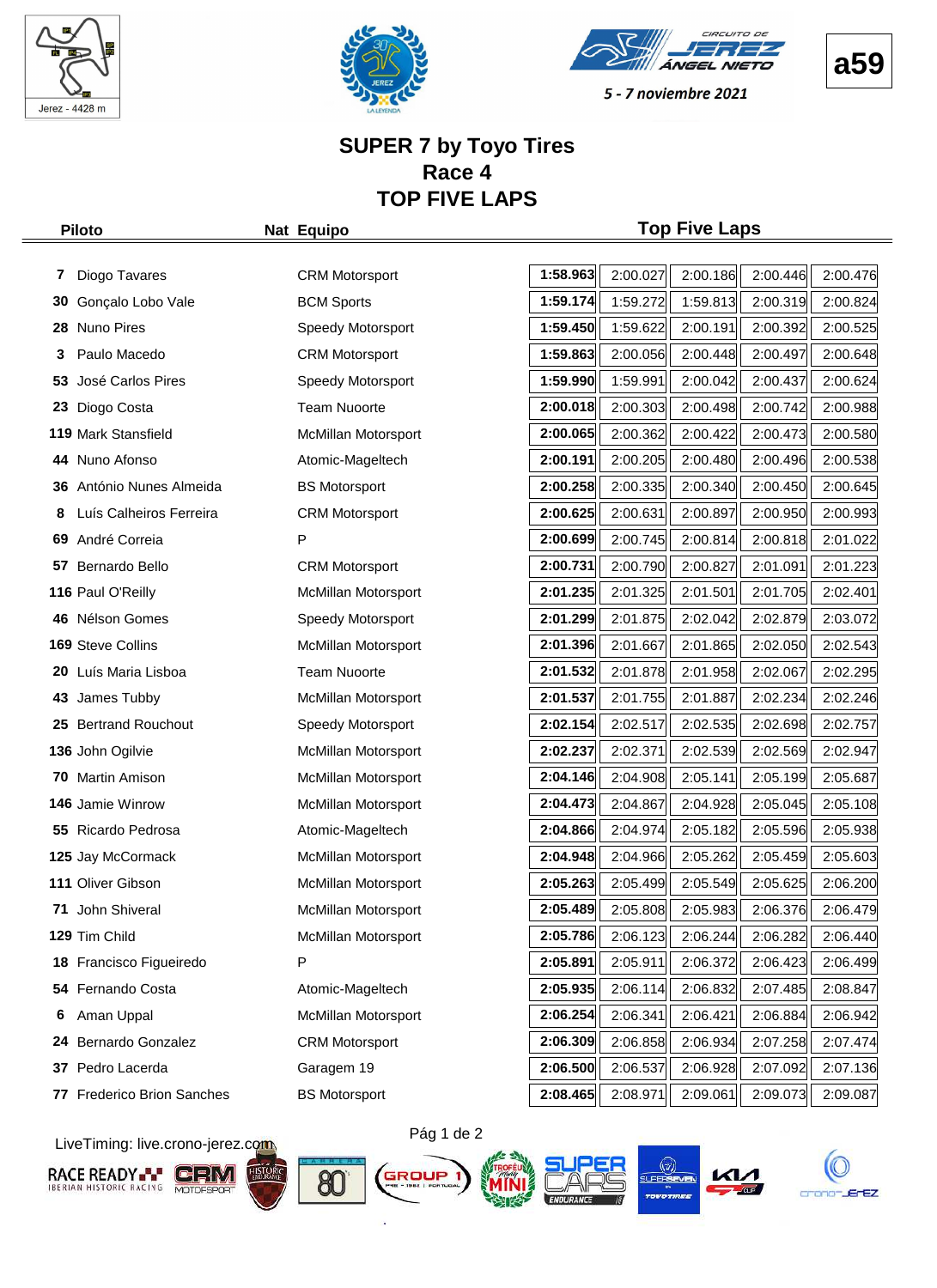Jerez - 4428 m

CIRCUITO DE JEREZ ÁNGEL NIETO

5 - 7 noviembre 2021

**a59**

# SUPER 7 by Toyo Tires
## Race 4
## TOP FIVE LAPS

| | Piloto | Nat | Equipo | Top Five Laps | | | | |
|---|---|---|---|---|---|---|---|---|
| 7 | Diogo Tavares | | CRM Motorsport | **1:58.963** | 2:00.027 | 2:00.186 | 2:00.446 | 2:00.476 |
| 30 | Gonçalo Lobo Vale | | BCM Sports | **1:59.174** | 1:59.272 | 1:59.813 | 2:00.319 | 2:00.824 |
| 28 | Nuno Pires | | Speedy Motorsport | **1:59.450** | 1:59.622 | 2:00.191 | 2:00.392 | 2:00.525 |
| 3 | Paulo Macedo | | CRM Motorsport | **1:59.863** | 2:00.056 | 2:00.448 | 2:00.497 | 2:00.648 |
| 53 | José Carlos Pires | | Speedy Motorsport | **1:59.990** | 1:59.991 | 2:00.042 | 2:00.437 | 2:00.624 |
| 23 | Diogo Costa | | Team Nuoorte | **2:00.018** | 2:00.303 | 2:00.498 | 2:00.742 | 2:00.988 |
| 119 | Mark Stansfield | | McMillan Motorsport | **2:00.065** | 2:00.362 | 2:00.422 | 2:00.473 | 2:00.580 |
| 44 | Nuno Afonso | | Atomic-Mageltech | **2:00.191** | 2:00.205 | 2:00.480 | 2:00.496 | 2:00.538 |
| 36 | António Nunes Almeida | | BS Motorsport | **2:00.258** | 2:00.335 | 2:00.340 | 2:00.450 | 2:00.645 |
| 8 | Luís Calheiros Ferreira | | CRM Motorsport | **2:00.625** | 2:00.631 | 2:00.897 | 2:00.950 | 2:00.993 |
| 69 | André Correia | | P | **2:00.699** | 2:00.745 | 2:00.814 | 2:00.818 | 2:01.022 |
| 57 | Bernardo Bello | | CRM Motorsport | **2:00.731** | 2:00.790 | 2:00.827 | 2:01.091 | 2:01.223 |
| 116 | Paul O'Reilly | | McMillan Motorsport | **2:01.235** | 2:01.325 | 2:01.501 | 2:01.705 | 2:02.401 |
| 46 | Nélson Gomes | | Speedy Motorsport | **2:01.299** | 2:01.875 | 2:02.042 | 2:02.879 | 2:03.072 |
| 169 | Steve Collins | | McMillan Motorsport | **2:01.396** | 2:01.667 | 2:01.865 | 2:02.050 | 2:02.543 |
| 20 | Luís Maria Lisboa | | Team Nuoorte | **2:01.532** | 2:01.878 | 2:01.958 | 2:02.067 | 2:02.295 |
| 43 | James Tubby | | McMillan Motorsport | **2:01.537** | 2:01.755 | 2:01.887 | 2:02.234 | 2:02.246 |
| 25 | Bertrand Rouchout | | Speedy Motorsport | **2:02.154** | 2:02.517 | 2:02.535 | 2:02.698 | 2:02.757 |
| 136 | John Ogilvie | | McMillan Motorsport | **2:02.237** | 2:02.371 | 2:02.539 | 2:02.569 | 2:02.947 |
| 70 | Martin Amison | | McMillan Motorsport | **2:04.146** | 2:04.908 | 2:05.141 | 2:05.199 | 2:05.687 |
| 146 | Jamie Winrow | | McMillan Motorsport | **2:04.473** | 2:04.867 | 2:04.928 | 2:05.045 | 2:05.108 |
| 55 | Ricardo Pedrosa | | Atomic-Mageltech | **2:04.866** | 2:04.974 | 2:05.182 | 2:05.596 | 2:05.938 |
| 125 | Jay McCormack | | McMillan Motorsport | **2:04.948** | 2:04.966 | 2:05.262 | 2:05.459 | 2:05.603 |
| 111 | Oliver Gibson | | McMillan Motorsport | **2:05.263** | 2:05.499 | 2:05.549 | 2:05.625 | 2:06.200 |
| 71 | John Shiveral | | McMillan Motorsport | **2:05.489** | 2:05.808 | 2:05.983 | 2:06.376 | 2:06.479 |
| 129 | Tim Child | | McMillan Motorsport | **2:05.786** | 2:06.123 | 2:06.244 | 2:06.282 | 2:06.440 |
| 18 | Francisco Figueiredo | | P | **2:05.891** | 2:05.911 | 2:06.372 | 2:06.423 | 2:06.499 |
| 54 | Fernando Costa | | Atomic-Mageltech | **2:05.935** | 2:06.114 | 2:06.832 | 2:07.485 | 2:08.847 |
| 6 | Aman Uppal | | McMillan Motorsport | **2:06.254** | 2:06.341 | 2:06.421 | 2:06.884 | 2:06.942 |
| 24 | Bernardo Gonzalez | | CRM Motorsport | **2:06.309** | 2:06.858 | 2:06.934 | 2:07.258 | 2:07.474 |
| 37 | Pedro Lacerda | | Garagem 19 | **2:06.500** | 2:06.537 | 2:06.928 | 2:07.092 | 2:07.136 |
| 77 | Frederico Brion Sanches | | BS Motorsport | **2:08.465** | 2:08.971 | 2:09.061 | 2:09.073 | 2:09.087 |

LiveTiming: live.crono-jerez.com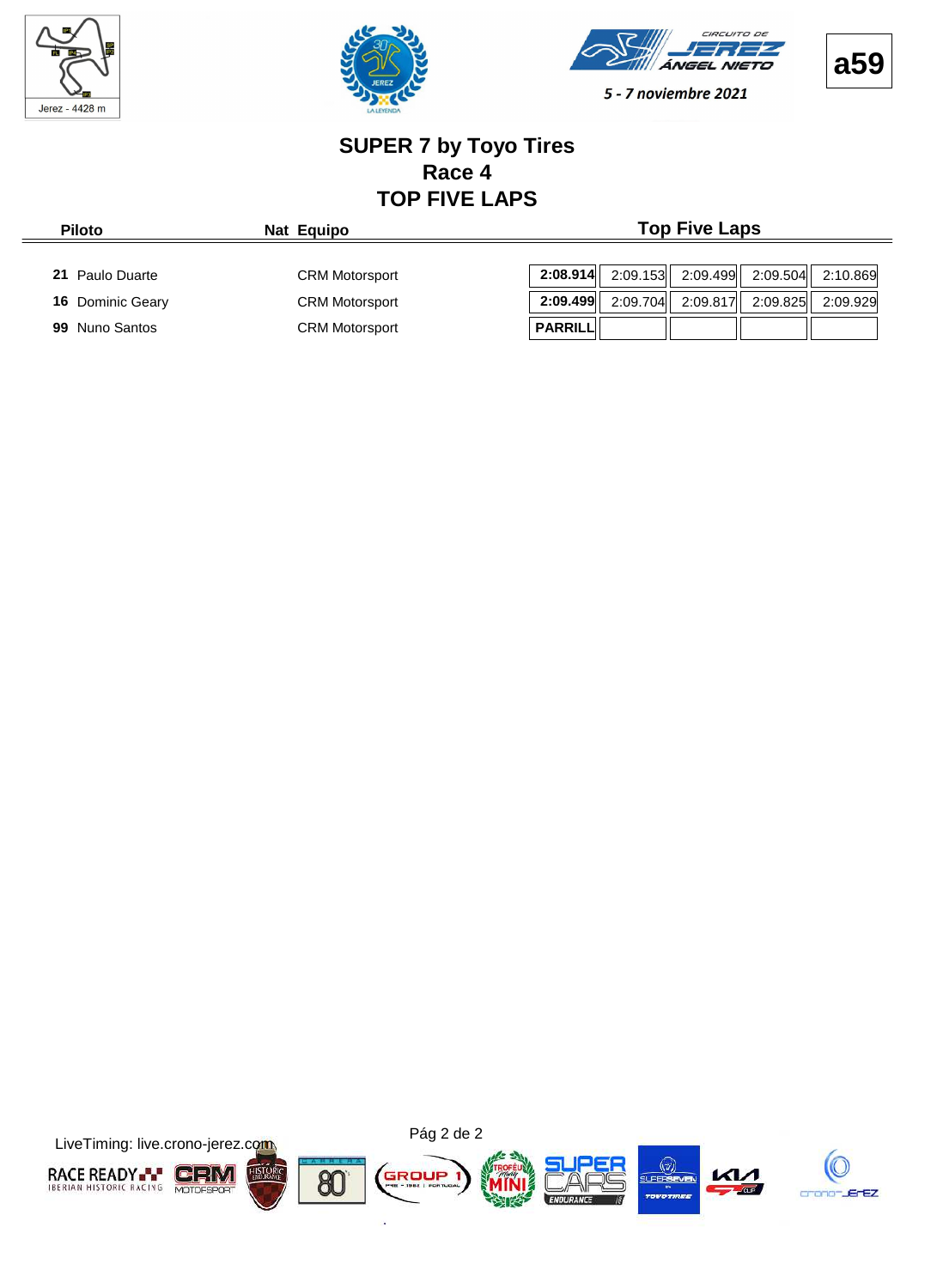Jerez - 4428 m

5 - 7 noviembre 2021

**a59**

# SUPER 7 by Toyo Tires
## Race 4
## TOP FIVE LAPS

| Piloto | Nat | Equipo | Top Five Laps | | | | |
|---|---|---|---|---|---|---|---|
| **21** Paulo Duarte | | CRM Motorsport | **2:08.914** | 2:09.153 | 2:09.499 | 2:09.504 | 2:10.869 |
| **16** Dominic Geary | | CRM Motorsport | **2:09.499** | 2:09.704 | 2:09.817 | 2:09.825 | 2:09.929 |
| **99** Nuno Santos | | CRM Motorsport | **PARRILL** | | | | |

LiveTiming: live.crono-jerez.com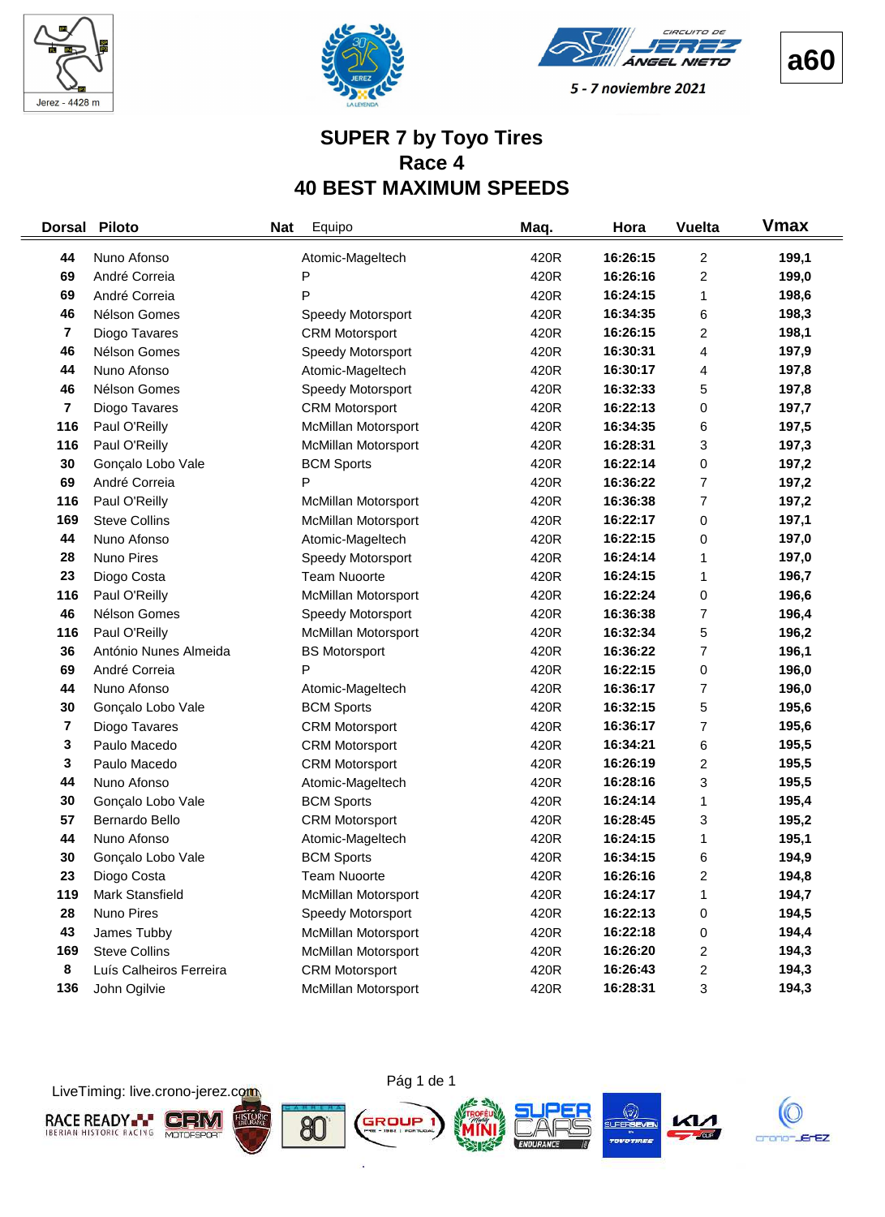Jerez - 4428 m

CIRCUITO DE JEREZ ÁNGEL NIETO

5 - 7 noviembre 2021

**a60**

# SUPER 7 by Toyo Tires
## Race 4
## 40 BEST MAXIMUM SPEEDS

| Dorsal | Piloto | Nat | Equipo | Maq. | Hora | Vuelta | Vmax |
|---|---|---|---|---|---|---|---|
| 44 | Nuno Afonso | | Atomic-Mageltech | 420R | 16:26:15 | 2 | 199,1 |
| 69 | André Correia | | P | 420R | 16:26:16 | 2 | 199,0 |
| 69 | André Correia | | P | 420R | 16:24:15 | 1 | 198,6 |
| 46 | Nélson Gomes | | Speedy Motorsport | 420R | 16:34:35 | 6 | 198,3 |
| 7 | Diogo Tavares | | CRM Motorsport | 420R | 16:26:15 | 2 | 198,1 |
| 46 | Nélson Gomes | | Speedy Motorsport | 420R | 16:30:31 | 4 | 197,9 |
| 44 | Nuno Afonso | | Atomic-Mageltech | 420R | 16:30:17 | 4 | 197,8 |
| 46 | Nélson Gomes | | Speedy Motorsport | 420R | 16:32:33 | 5 | 197,8 |
| 7 | Diogo Tavares | | CRM Motorsport | 420R | 16:22:13 | 0 | 197,7 |
| 116 | Paul O'Reilly | | McMillan Motorsport | 420R | 16:34:35 | 6 | 197,5 |
| 116 | Paul O'Reilly | | McMillan Motorsport | 420R | 16:28:31 | 3 | 197,3 |
| 30 | Gonçalo Lobo Vale | | BCM Sports | 420R | 16:22:14 | 0 | 197,2 |
| 69 | André Correia | | P | 420R | 16:36:22 | 7 | 197,2 |
| 116 | Paul O'Reilly | | McMillan Motorsport | 420R | 16:36:38 | 7 | 197,2 |
| 169 | Steve Collins | | McMillan Motorsport | 420R | 16:22:17 | 0 | 197,1 |
| 44 | Nuno Afonso | | Atomic-Mageltech | 420R | 16:22:15 | 0 | 197,0 |
| 28 | Nuno Pires | | Speedy Motorsport | 420R | 16:24:14 | 1 | 197,0 |
| 23 | Diogo Costa | | Team Nuoorte | 420R | 16:24:15 | 1 | 196,7 |
| 116 | Paul O'Reilly | | McMillan Motorsport | 420R | 16:22:24 | 0 | 196,6 |
| 46 | Nélson Gomes | | Speedy Motorsport | 420R | 16:36:38 | 7 | 196,4 |
| 116 | Paul O'Reilly | | McMillan Motorsport | 420R | 16:32:34 | 5 | 196,2 |
| 36 | António Nunes Almeida | | BS Motorsport | 420R | 16:36:22 | 7 | 196,1 |
| 69 | André Correia | | P | 420R | 16:22:15 | 0 | 196,0 |
| 44 | Nuno Afonso | | Atomic-Mageltech | 420R | 16:36:17 | 7 | 196,0 |
| 30 | Gonçalo Lobo Vale | | BCM Sports | 420R | 16:32:15 | 5 | 195,6 |
| 7 | Diogo Tavares | | CRM Motorsport | 420R | 16:36:17 | 7 | 195,6 |
| 3 | Paulo Macedo | | CRM Motorsport | 420R | 16:34:21 | 6 | 195,5 |
| 3 | Paulo Macedo | | CRM Motorsport | 420R | 16:26:19 | 2 | 195,5 |
| 44 | Nuno Afonso | | Atomic-Mageltech | 420R | 16:28:16 | 3 | 195,5 |
| 30 | Gonçalo Lobo Vale | | BCM Sports | 420R | 16:24:14 | 1 | 195,4 |
| 57 | Bernardo Bello | | CRM Motorsport | 420R | 16:28:45 | 3 | 195,2 |
| 44 | Nuno Afonso | | Atomic-Mageltech | 420R | 16:24:15 | 1 | 195,1 |
| 30 | Gonçalo Lobo Vale | | BCM Sports | 420R | 16:34:15 | 6 | 194,9 |
| 23 | Diogo Costa | | Team Nuoorte | 420R | 16:26:16 | 2 | 194,8 |
| 119 | Mark Stansfield | | McMillan Motorsport | 420R | 16:24:17 | 1 | 194,7 |
| 28 | Nuno Pires | | Speedy Motorsport | 420R | 16:22:13 | 0 | 194,5 |
| 43 | James Tubby | | McMillan Motorsport | 420R | 16:22:18 | 0 | 194,4 |
| 169 | Steve Collins | | McMillan Motorsport | 420R | 16:26:20 | 2 | 194,3 |
| 8 | Luís Calheiros Ferreira | | CRM Motorsport | 420R | 16:26:43 | 2 | 194,3 |
| 136 | John Ogilvie | | McMillan Motorsport | 420R | 16:28:31 | 3 | 194,3 |

LiveTiming: live.crono-jerez.com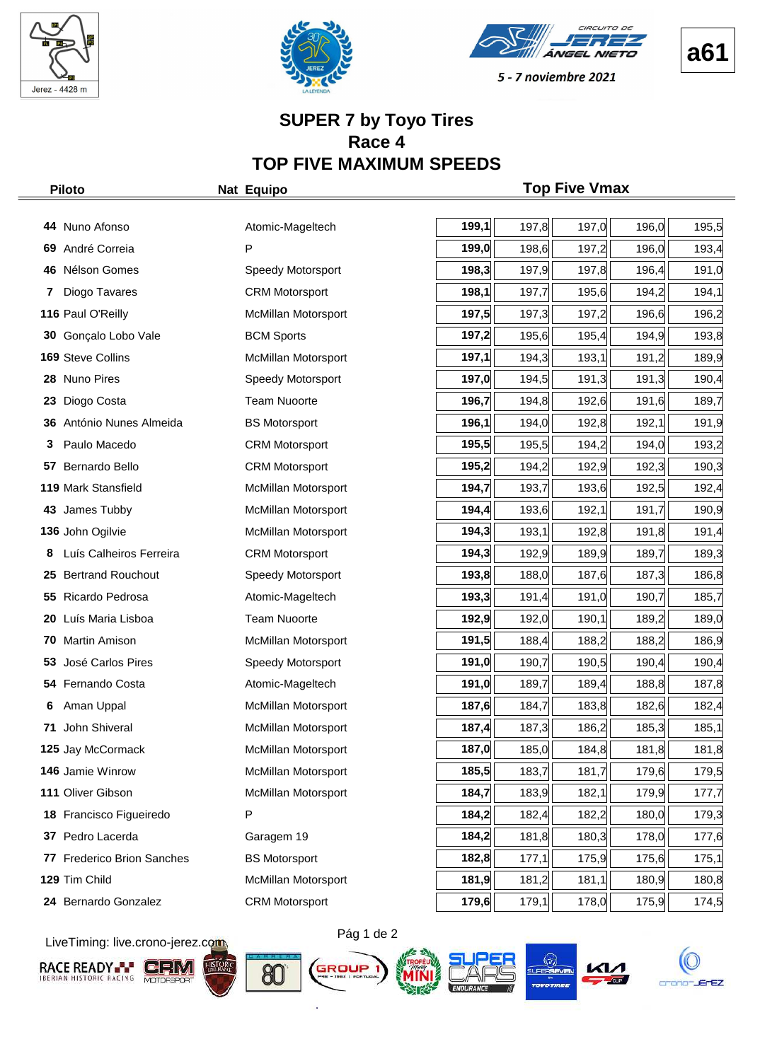a61

Jerez - 4428 m

5 - 7 noviembre 2021

# SUPER 7 by Toyo Tires
## Race 4
## TOP FIVE MAXIMUM SPEEDS

| Piloto | Nat | Equipo | Top Five Vmax | | | | |
|---|---|---|---|---|---|---|---|
| **44** Nuno Afonso | | Atomic-Mageltech | **199,1** | 197,8 | 197,0 | 196,0 | 195,5 |
| **69** André Correia | | P | **199,0** | 198,6 | 197,2 | 196,0 | 193,4 |
| **46** Nélson Gomes | | Speedy Motorsport | **198,3** | 197,9 | 197,8 | 196,4 | 191,0 |
| **7** Diogo Tavares | | CRM Motorsport | **198,1** | 197,7 | 195,6 | 194,2 | 194,1 |
| **116** Paul O'Reilly | | McMillan Motorsport | **197,5** | 197,3 | 197,2 | 196,6 | 196,2 |
| **30** Gonçalo Lobo Vale | | BCM Sports | **197,2** | 195,6 | 195,4 | 194,9 | 193,8 |
| **169** Steve Collins | | McMillan Motorsport | **197,1** | 194,3 | 193,1 | 191,2 | 189,9 |
| **28** Nuno Pires | | Speedy Motorsport | **197,0** | 194,5 | 191,3 | 191,3 | 190,4 |
| **23** Diogo Costa | | Team Nuoorte | **196,7** | 194,8 | 192,6 | 191,6 | 189,7 |
| **36** António Nunes Almeida | | BS Motorsport | **196,1** | 194,0 | 192,8 | 192,1 | 191,9 |
| **3** Paulo Macedo | | CRM Motorsport | **195,5** | 195,5 | 194,2 | 194,0 | 193,2 |
| **57** Bernardo Bello | | CRM Motorsport | **195,2** | 194,2 | 192,9 | 192,3 | 190,3 |
| **119** Mark Stansfield | | McMillan Motorsport | **194,7** | 193,7 | 193,6 | 192,5 | 192,4 |
| **43** James Tubby | | McMillan Motorsport | **194,4** | 193,6 | 192,1 | 191,7 | 190,9 |
| **136** John Ogilvie | | McMillan Motorsport | **194,3** | 193,1 | 192,8 | 191,8 | 191,4 |
| **8** Luís Calheiros Ferreira | | CRM Motorsport | **194,3** | 192,9 | 189,9 | 189,7 | 189,3 |
| **25** Bertrand Rouchout | | Speedy Motorsport | **193,8** | 188,0 | 187,6 | 187,3 | 186,8 |
| **55** Ricardo Pedrosa | | Atomic-Mageltech | **193,3** | 191,4 | 191,0 | 190,7 | 185,7 |
| **20** Luís Maria Lisboa | | Team Nuoorte | **192,9** | 192,0 | 190,1 | 189,2 | 189,0 |
| **70** Martin Amison | | McMillan Motorsport | **191,5** | 188,4 | 188,2 | 188,2 | 186,9 |
| **53** José Carlos Pires | | Speedy Motorsport | **191,0** | 190,7 | 190,5 | 190,4 | 190,4 |
| **54** Fernando Costa | | Atomic-Mageltech | **191,0** | 189,7 | 189,4 | 188,8 | 187,8 |
| **6** Aman Uppal | | McMillan Motorsport | **187,6** | 184,7 | 183,8 | 182,6 | 182,4 |
| **71** John Shiveral | | McMillan Motorsport | **187,4** | 187,3 | 186,2 | 185,3 | 185,1 |
| **125** Jay McCormack | | McMillan Motorsport | **187,0** | 185,0 | 184,8 | 181,8 | 181,8 |
| **146** Jamie Winrow | | McMillan Motorsport | **185,5** | 183,7 | 181,7 | 179,6 | 179,5 |
| **111** Oliver Gibson | | McMillan Motorsport | **184,7** | 183,9 | 182,1 | 179,9 | 177,7 |
| **18** Francisco Figueiredo | | P | **184,2** | 182,4 | 182,2 | 180,0 | 179,3 |
| **37** Pedro Lacerda | | Garagem 19 | **184,2** | 181,8 | 180,3 | 178,0 | 177,6 |
| **77** Frederico Brion Sanches | | BS Motorsport | **182,8** | 177,1 | 175,9 | 175,6 | 175,1 |
| **129** Tim Child | | McMillan Motorsport | **181,9** | 181,2 | 181,1 | 180,9 | 180,8 |
| **24** Bernardo Gonzalez | | CRM Motorsport | **179,6** | 179,1 | 178,0 | 175,9 | 174,5 |

LiveTiming: live.crono-jerez.com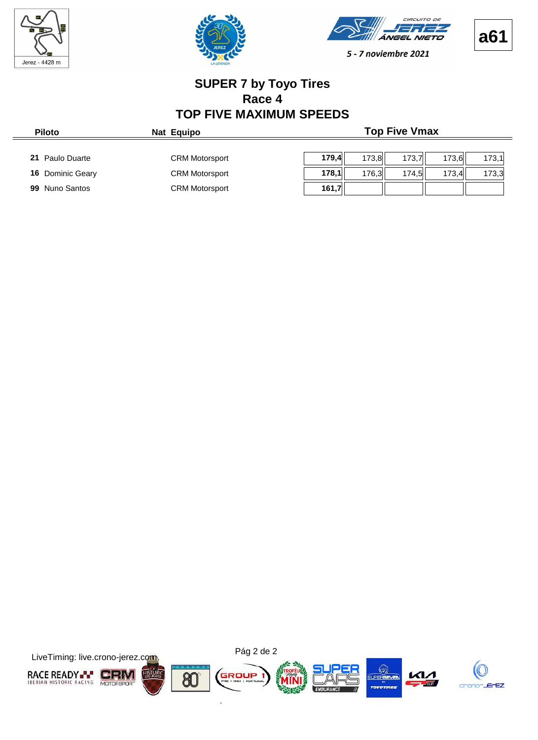a61

Jerez - 4428 m

CIRCUITO DE JEREZ ÁNGEL NIETO

*5 - 7 noviembre 2021*

# SUPER 7 by Toyo Tires
## Race 4
## TOP FIVE MAXIMUM SPEEDS

| Piloto | Nat | Equipo | Top Five Vmax | | | | |
|---|---|---|---|---|---|---|---|
| **21** Paulo Duarte | | CRM Motorsport | **179,4** | 173,8 | 173,7 | 173,6 | 173,1 |
| **16** Dominic Geary | | CRM Motorsport | **178,1** | 176,3 | 174,5 | 173,4 | 173,3 |
| **99** Nuno Santos | | CRM Motorsport | **161,7** | | | | |

LiveTiming: live.crono-jerez.com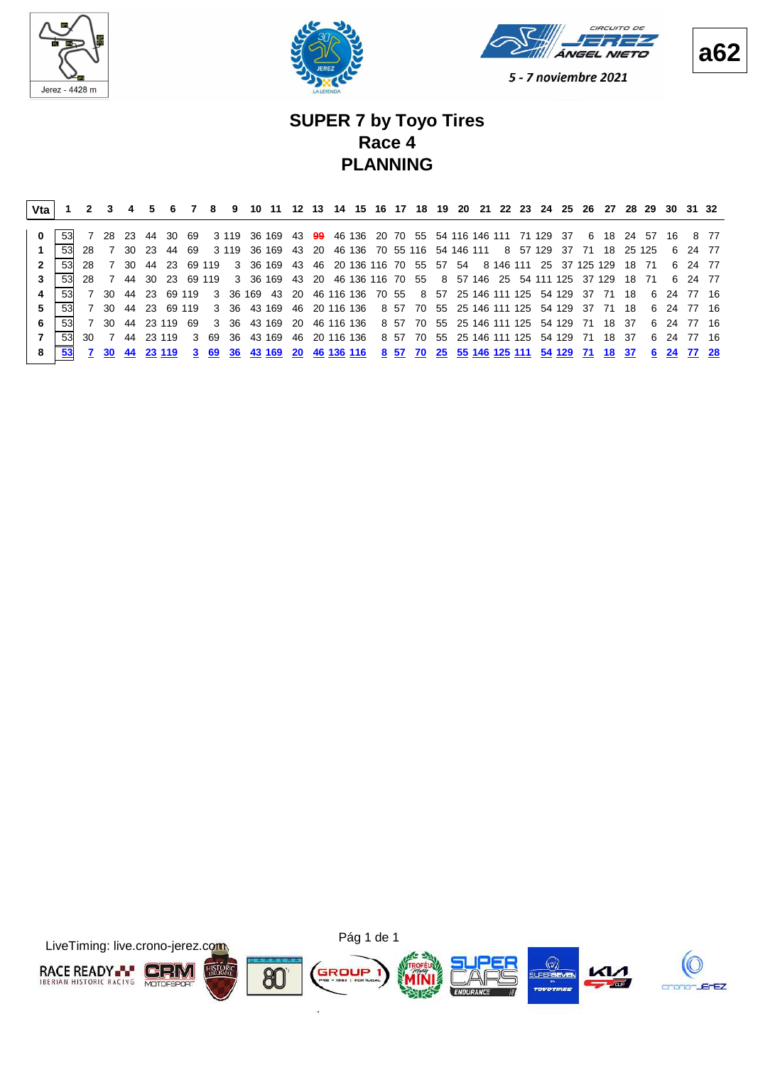# SUPER 7 by Toyo Tires
## Race 4
## PLANNING

| Vta | 1 | 2 | 3 | 4 | 5 | 6 | 7 | 8 | 9 | 10 | 11 | 12 | 13 | 14 | 15 | 16 | 17 | 18 | 19 | 20 | 21 | 22 | 23 | 24 | 25 | 26 | 27 | 28 | 29 | 30 | 31 | 32 |
|---|---|---|---|---|---|---|---|---|---|---|---|---|---|---|---|---|---|---|---|---|---|---|---|---|---|---|---|---|---|---|---|---|
| 0 | 53 | 7 | 28 | 23 | 44 | 30 | 69 | 3 | 119 | 36 | 169 | 43 | 99 | 46 | 136 | 20 | 70 | 55 | 54 | 116 | 146 | 111 | 71 | 129 | 37 | 6 | 18 | 24 | 57 | 16 | 8 | 77 |
| 1 | 53 | 28 | 7 | 30 | 23 | 44 | 69 | 3 | 119 | 36 | 169 | 43 | 20 | 46 | 136 | 70 | 55 | 116 | 54 | 146 | 111 | 8 | 57 | 129 | 37 | 71 | 18 | 25 | 125 | 6 | 24 | 77 |
| 2 | 53 | 28 | 7 | 30 | 44 | 23 | 69 | 119 | 3 | 36 | 169 | 43 | 46 | 20 | 136 | 116 | 70 | 55 | 57 | 54 | 8 | 146 | 111 | 25 | 37 | 125 | 129 | 18 | 71 | 6 | 24 | 77 |
| 3 | 53 | 28 | 7 | 44 | 30 | 23 | 69 | 119 | 3 | 36 | 169 | 43 | 20 | 46 | 136 | 116 | 70 | 55 | 8 | 57 | 146 | 25 | 54 | 111 | 125 | 37 | 129 | 18 | 71 | 6 | 24 | 77 |
| 4 | 53 | 7 | 30 | 44 | 23 | 69 | 119 | 3 | 36 | 169 | 43 | 20 | 46 | 116 | 136 | 70 | 55 | 8 | 57 | 25 | 146 | 111 | 125 | 54 | 129 | 37 | 71 | 18 | 6 | 24 | 77 | 16 |
| 5 | 53 | 7 | 30 | 44 | 23 | 69 | 119 | 3 | 36 | 43 | 169 | 46 | 20 | 116 | 136 | 8 | 57 | 70 | 55 | 25 | 146 | 111 | 125 | 54 | 129 | 37 | 71 | 18 | 6 | 24 | 77 | 16 |
| 6 | 53 | 7 | 30 | 44 | 23 | 119 | 69 | 3 | 36 | 43 | 169 | 20 | 46 | 116 | 136 | 8 | 57 | 70 | 55 | 25 | 146 | 111 | 125 | 54 | 129 | 71 | 18 | 37 | 6 | 24 | 77 | 16 |
| 7 | 53 | 30 | 7 | 44 | 23 | 119 | 3 | 69 | 36 | 43 | 169 | 46 | 20 | 116 | 136 | 8 | 57 | 70 | 55 | 25 | 146 | 111 | 125 | 54 | 129 | 71 | 18 | 37 | 6 | 24 | 77 | 16 |
| 8 | 53 | 7 | 30 | 44 | 23 | 119 | 3 | 69 | 36 | 43 | 169 | 20 | 46 | 136 | 116 | 8 | 57 | 70 | 25 | 55 | 146 | 125 | 111 | 54 | 129 | 71 | 18 | 37 | 6 | 24 | 77 | 28 |

LiveTiming: live.crono-jerez.com